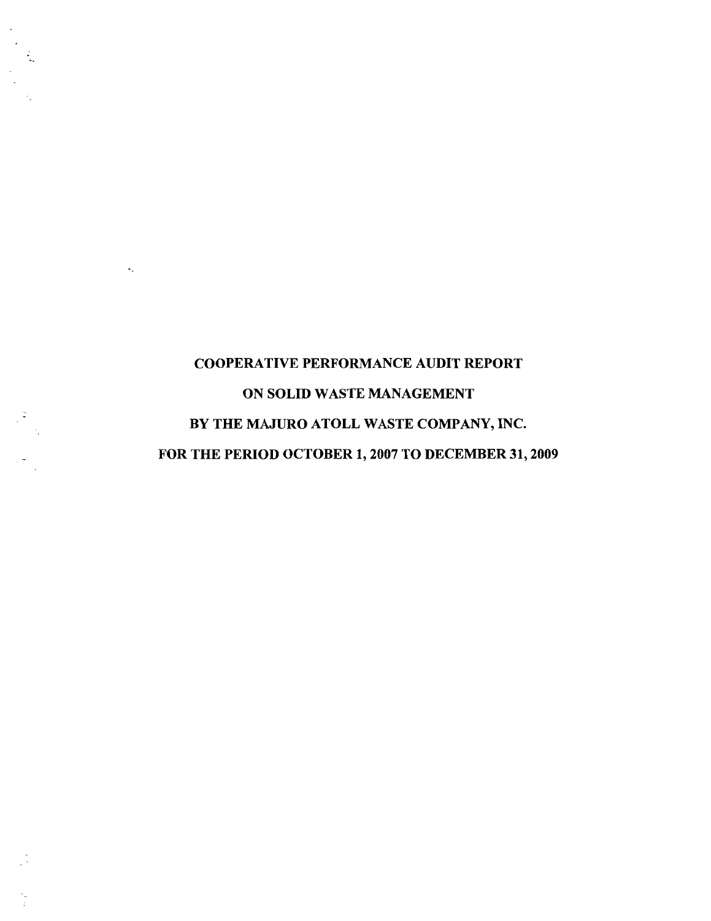# COOPERATIVE PERFORMANCE AUDIT REPORT

# ON SOLID WASTE MANAGEMENT

# BY THE MAJURO ATOLL WASTE COMPANY, INC.

# FOR THE PERIOD OCTOBER 1, 2007 TO DECEMBER 31, 2009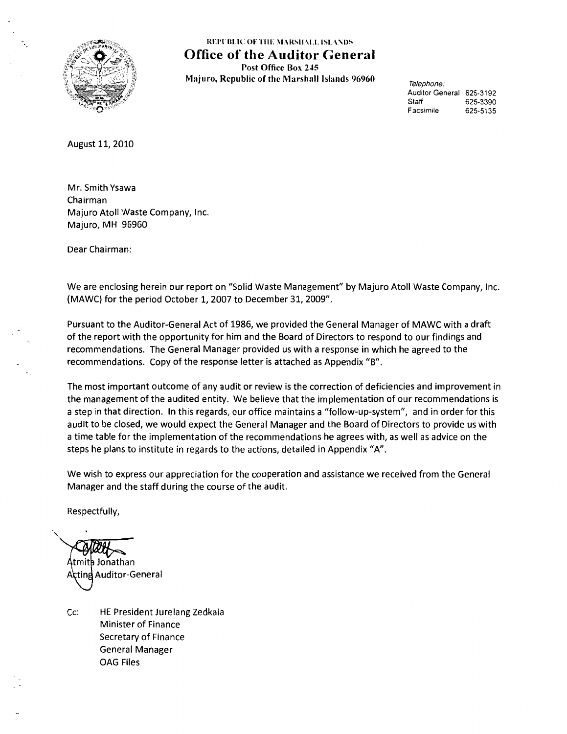REPUBLIC OF THE MARSHALL ISLANDS

# Office of the Auditor General

**Post Office Box 245**
**Majuro, Republic of the Marshall Islands 96960**

*Telephone:*
Auditor General 625-3192
Staff 625-3390
Facsimile 625-5135

August 11, 2010

Mr. Smith Ysawa
Chairman
Majuro Atoll Waste Company, Inc.
Majuro, MH 96960

Dear Chairman:

We are enclosing herein our report on "Solid Waste Management" by Majuro Atoll Waste Company, Inc. (MAWC) for the period October 1, 2007 to December 31, 2009".

Pursuant to the Auditor-General Act of 1986, we provided the General Manager of MAWC with a draft of the report with the opportunity for him and the Board of Directors to respond to our findings and recommendations. The General Manager provided us with a response in which he agreed to the recommendations. Copy of the response letter is attached as Appendix "B".

The most important outcome of any audit or review is the correction of deficiencies and improvement in the management of the audited entity. We believe that the implementation of our recommendations is a step in that direction. In this regards, our office maintains a "follow-up-system", and in order for this audit to be closed, we would expect the General Manager and the Board of Directors to provide us with a time table for the implementation of the recommendations he agrees with, as well as advice on the steps he plans to institute in regards to the actions, detailed in Appendix "A".

We wish to express our appreciation for the cooperation and assistance we received from the General Manager and the staff during the course of the audit.

Respectfully,

Atmita Jonathan
Acting Auditor-General

Cc: HE President Jurelang Zedkaia
Minister of Finance
Secretary of Finance
General Manager
OAG Files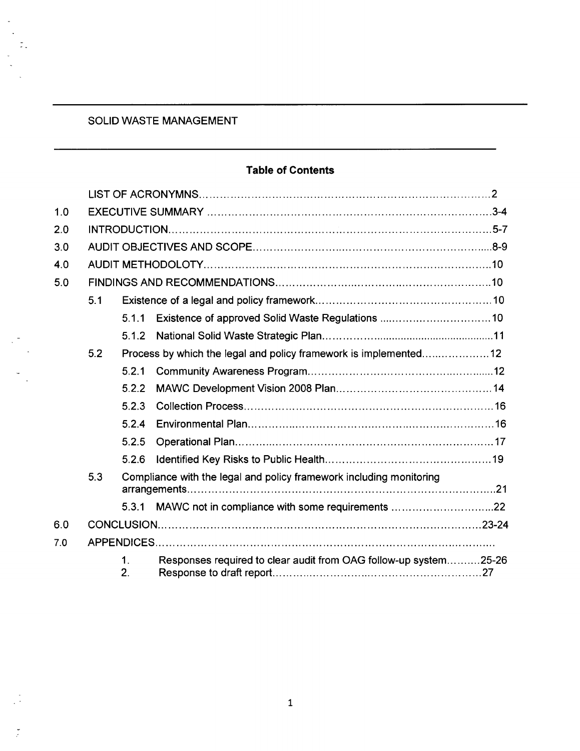SOLID WASTE MANAGEMENT

## Table of Contents

| | | | | |
|---|---|---|---|---|
| | LIST OF ACRONYMNS | | | 2 |
| 1.0 | EXECUTIVE SUMMARY | | | 3-4 |
| 2.0 | INTRODUCTION | | | 5-7 |
| 3.0 | AUDIT OBJECTIVES AND SCOPE | | | 8-9 |
| 4.0 | AUDIT METHODOLOTY | | | 10 |
| 5.0 | FINDINGS AND RECOMMENDATIONS | | | 10 |
| | 5.1 | Existence of a legal and policy framework | | 10 |
| | | 5.1.1 | Existence of approved Solid Waste Regulations | 10 |
| | | 5.1.2 | National Solid Waste Strategic Plan | 11 |
| | 5.2 | Process by which the legal and policy framework is implemented | | 12 |
| | | 5.2.1 | Community Awareness Program | 12 |
| | | 5.2.2 | MAWC Development Vision 2008 Plan | 14 |
| | | 5.2.3 | Collection Process | 16 |
| | | 5.2.4 | Environmental Plan | 16 |
| | | 5.2.5 | Operational Plan | 17 |
| | | 5.2.6 | Identified Key Risks to Public Health | 19 |
| | 5.3 | Compliance with the legal and policy framework including monitoring arrangements | | 21 |
| | | 5.3.1 | MAWC not in compliance with some requirements | 22 |
| 6.0 | CONCLUSION | | | 23-24 |
| 7.0 | APPENDICES | | | |
| | | 1. | Responses required to clear audit from OAG follow-up system | 25-26 |
| | | 2. | Response to draft report | 27 |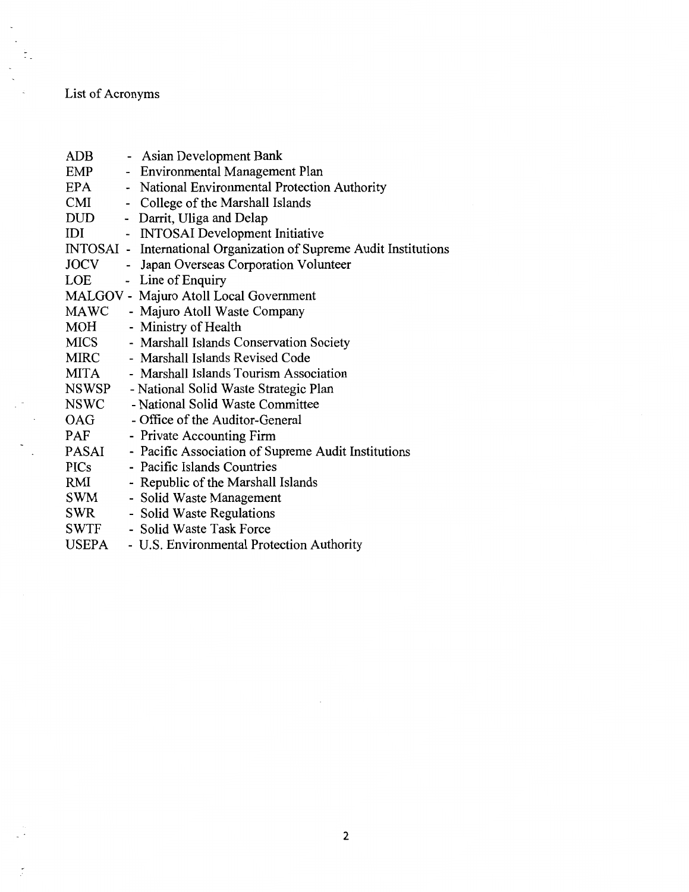List of Acronyms

ADB - Asian Development Bank
EMP - Environmental Management Plan
EPA - National Environmental Protection Authority
CMI - College of the Marshall Islands
DUD - Darrit, Uliga and Delap
IDI - INTOSAI Development Initiative
INTOSAI - International Organization of Supreme Audit Institutions
JOCV - Japan Overseas Corporation Volunteer
LOE - Line of Enquiry
MALGOV - Majuro Atoll Local Government
MAWC - Majuro Atoll Waste Company
MOH - Ministry of Health
MICS - Marshall Islands Conservation Society
MIRC - Marshall Islands Revised Code
MITA - Marshall Islands Tourism Association
NSWSP - National Solid Waste Strategic Plan
NSWC - National Solid Waste Committee
OAG - Office of the Auditor-General
PAF - Private Accounting Firm
PASAI - Pacific Association of Supreme Audit Institutions
PICs - Pacific Islands Countries
RMI - Republic of the Marshall Islands
SWM - Solid Waste Management
SWR - Solid Waste Regulations
SWTF - Solid Waste Task Force
USEPA - U.S. Environmental Protection Authority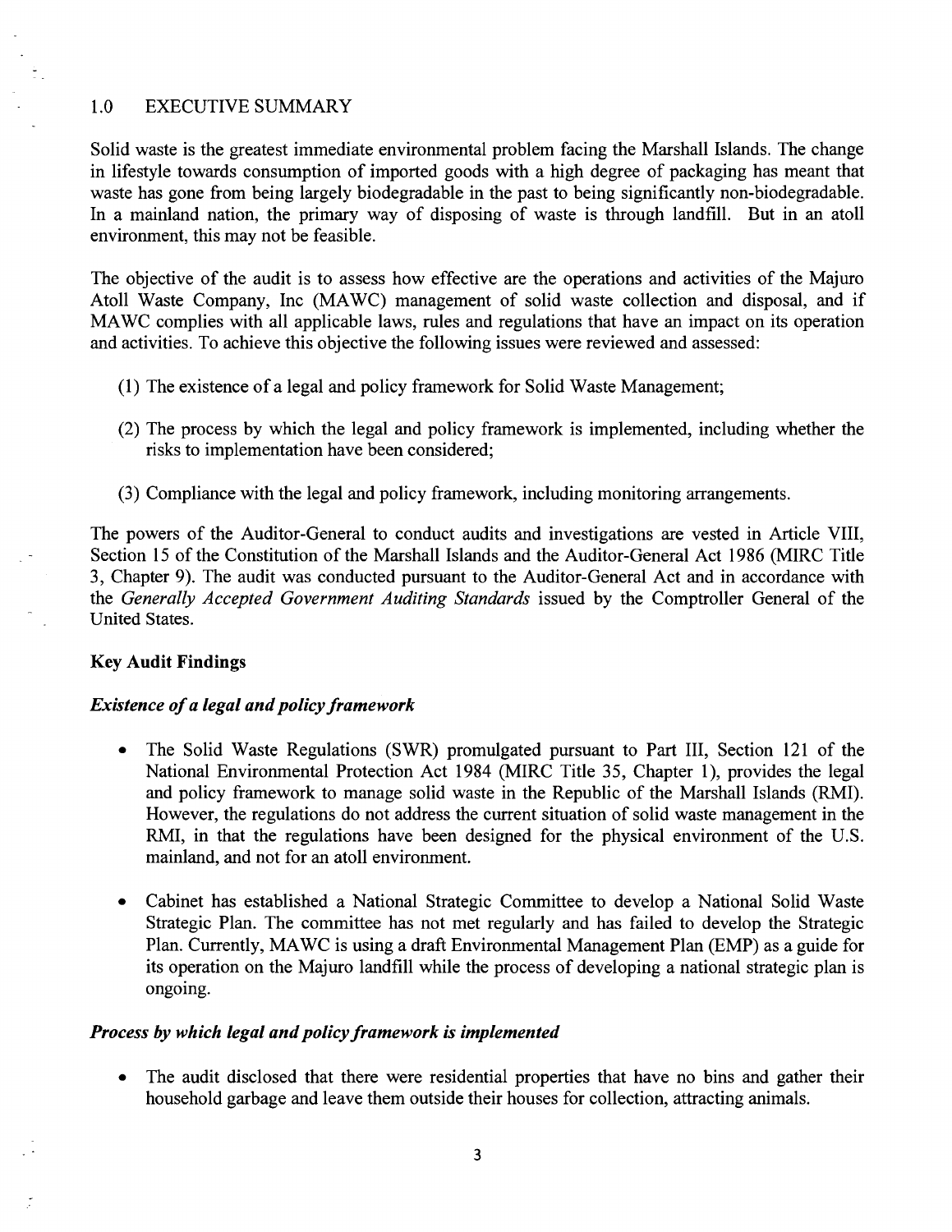## 1.0 EXECUTIVE SUMMARY

Solid waste is the greatest immediate environmental problem facing the Marshall Islands. The change in lifestyle towards consumption of imported goods with a high degree of packaging has meant that waste has gone from being largely biodegradable in the past to being significantly non-biodegradable. In a mainland nation, the primary way of disposing of waste is through landfill. But in an atoll environment, this may not be feasible.

The objective of the audit is to assess how effective are the operations and activities of the Majuro Atoll Waste Company, Inc (MAWC) management of solid waste collection and disposal, and if MAWC complies with all applicable laws, rules and regulations that have an impact on its operation and activities. To achieve this objective the following issues were reviewed and assessed:

(1) The existence of a legal and policy framework for Solid Waste Management;

(2) The process by which the legal and policy framework is implemented, including whether the risks to implementation have been considered;

(3) Compliance with the legal and policy framework, including monitoring arrangements.

The powers of the Auditor-General to conduct audits and investigations are vested in Article VIII, Section 15 of the Constitution of the Marshall Islands and the Auditor-General Act 1986 (MIRC Title 3, Chapter 9). The audit was conducted pursuant to the Auditor-General Act and in accordance with the *Generally Accepted Government Auditing Standards* issued by the Comptroller General of the United States.

**Key Audit Findings**

***Existence of a legal and policy framework***

- The Solid Waste Regulations (SWR) promulgated pursuant to Part III, Section 121 of the National Environmental Protection Act 1984 (MIRC Title 35, Chapter 1), provides the legal and policy framework to manage solid waste in the Republic of the Marshall Islands (RMI). However, the regulations do not address the current situation of solid waste management in the RMI, in that the regulations have been designed for the physical environment of the U.S. mainland, and not for an atoll environment.

- Cabinet has established a National Strategic Committee to develop a National Solid Waste Strategic Plan. The committee has not met regularly and has failed to develop the Strategic Plan. Currently, MAWC is using a draft Environmental Management Plan (EMP) as a guide for its operation on the Majuro landfill while the process of developing a national strategic plan is ongoing.

***Process by which legal and policy framework is implemented***

- The audit disclosed that there were residential properties that have no bins and gather their household garbage and leave them outside their houses for collection, attracting animals.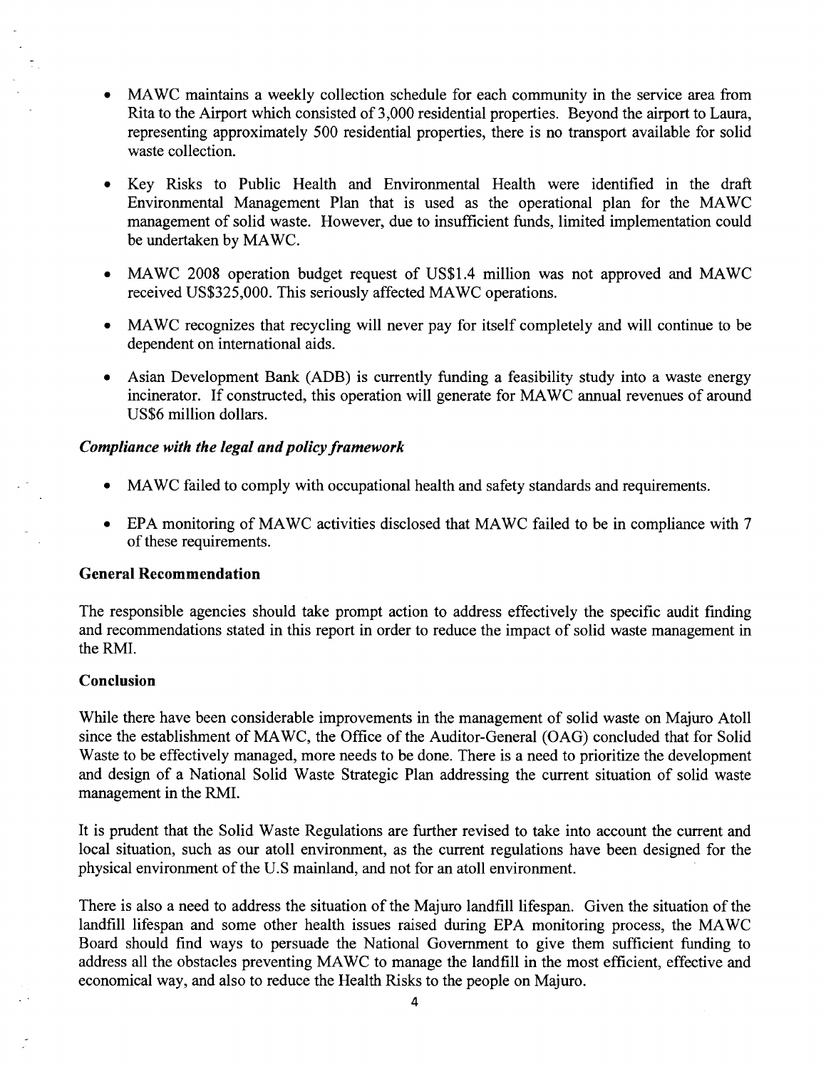- MAWC maintains a weekly collection schedule for each community in the service area from Rita to the Airport which consisted of 3,000 residential properties. Beyond the airport to Laura, representing approximately 500 residential properties, there is no transport available for solid waste collection.

- Key Risks to Public Health and Environmental Health were identified in the draft Environmental Management Plan that is used as the operational plan for the MAWC management of solid waste. However, due to insufficient funds, limited implementation could be undertaken by MAWC.

- MAWC 2008 operation budget request of US$1.4 million was not approved and MAWC received US$325,000. This seriously affected MAWC operations.

- MAWC recognizes that recycling will never pay for itself completely and will continue to be dependent on international aids.

- Asian Development Bank (ADB) is currently funding a feasibility study into a waste energy incinerator. If constructed, this operation will generate for MAWC annual revenues of around US$6 million dollars.

***Compliance with the legal and policy framework***

- MAWC failed to comply with occupational health and safety standards and requirements.

- EPA monitoring of MAWC activities disclosed that MAWC failed to be in compliance with 7 of these requirements.

**General Recommendation**

The responsible agencies should take prompt action to address effectively the specific audit finding and recommendations stated in this report in order to reduce the impact of solid waste management in the RMI.

**Conclusion**

While there have been considerable improvements in the management of solid waste on Majuro Atoll since the establishment of MAWC, the Office of the Auditor-General (OAG) concluded that for Solid Waste to be effectively managed, more needs to be done. There is a need to prioritize the development and design of a National Solid Waste Strategic Plan addressing the current situation of solid waste management in the RMI.

It is prudent that the Solid Waste Regulations are further revised to take into account the current and local situation, such as our atoll environment, as the current regulations have been designed for the physical environment of the U.S mainland, and not for an atoll environment.

There is also a need to address the situation of the Majuro landfill lifespan. Given the situation of the landfill lifespan and some other health issues raised during EPA monitoring process, the MAWC Board should find ways to persuade the National Government to give them sufficient funding to address all the obstacles preventing MAWC to manage the landfill in the most efficient, effective and economical way, and also to reduce the Health Risks to the people on Majuro.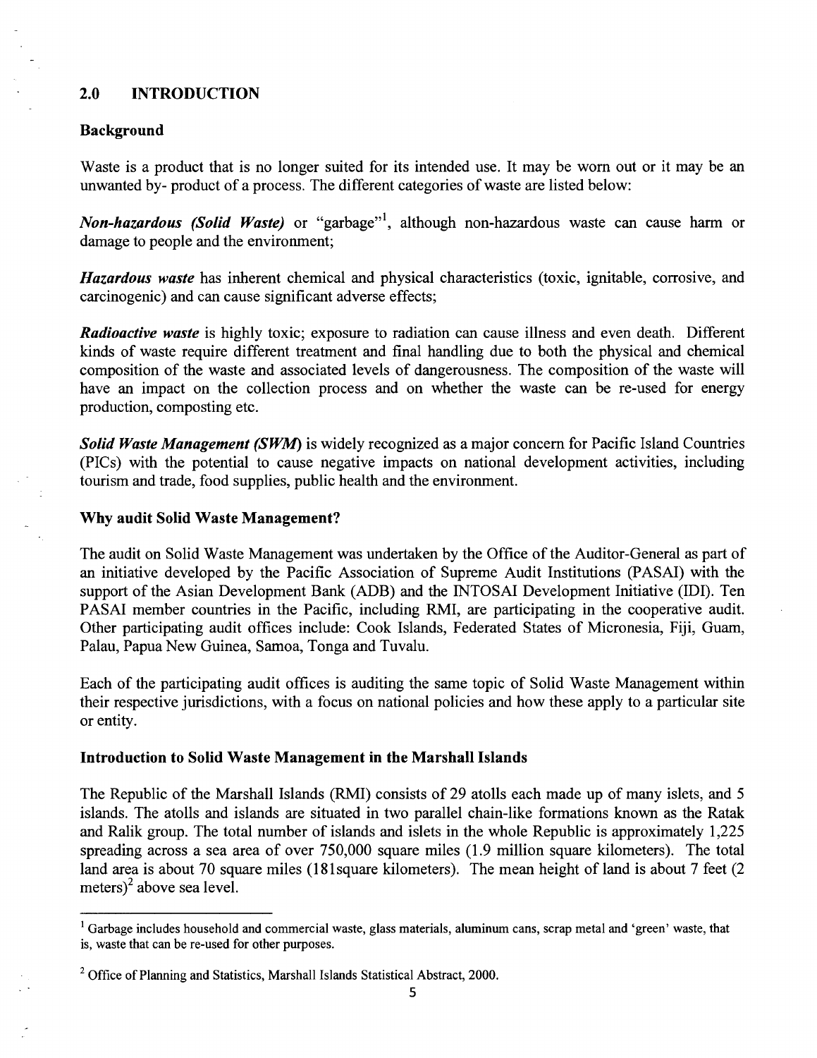## 2.0 INTRODUCTION

### Background

Waste is a product that is no longer suited for its intended use. It may be worn out or it may be an unwanted by- product of a process. The different categories of waste are listed below:

***Non-hazardous (Solid Waste)*** or "garbage"[1], although non-hazardous waste can cause harm or damage to people and the environment;

***Hazardous waste*** has inherent chemical and physical characteristics (toxic, ignitable, corrosive, and carcinogenic) and can cause significant adverse effects;

***Radioactive waste*** is highly toxic; exposure to radiation can cause illness and even death. Different kinds of waste require different treatment and final handling due to both the physical and chemical composition of the waste and associated levels of dangerousness. The composition of the waste will have an impact on the collection process and on whether the waste can be re-used for energy production, composting etc.

***Solid Waste Management (SWM)*** is widely recognized as a major concern for Pacific Island Countries (PICs) with the potential to cause negative impacts on national development activities, including tourism and trade, food supplies, public health and the environment.

### Why audit Solid Waste Management?

The audit on Solid Waste Management was undertaken by the Office of the Auditor-General as part of an initiative developed by the Pacific Association of Supreme Audit Institutions (PASAI) with the support of the Asian Development Bank (ADB) and the INTOSAI Development Initiative (IDI). Ten PASAI member countries in the Pacific, including RMI, are participating in the cooperative audit. Other participating audit offices include: Cook Islands, Federated States of Micronesia, Fiji, Guam, Palau, Papua New Guinea, Samoa, Tonga and Tuvalu.

Each of the participating audit offices is auditing the same topic of Solid Waste Management within their respective jurisdictions, with a focus on national policies and how these apply to a particular site or entity.

### Introduction to Solid Waste Management in the Marshall Islands

The Republic of the Marshall Islands (RMI) consists of 29 atolls each made up of many islets, and 5 islands. The atolls and islands are situated in two parallel chain-like formations known as the Ratak and Ralik group. The total number of islands and islets in the whole Republic is approximately 1,225 spreading across a sea area of over 750,000 square miles (1.9 million square kilometers). The total land area is about 70 square miles (181square kilometers). The mean height of land is about 7 feet (2 meters)[2] above sea level.

---

[1] Garbage includes household and commercial waste, glass materials, aluminum cans, scrap metal and 'green' waste, that is, waste that can be re-used for other purposes.

[2] Office of Planning and Statistics, Marshall Islands Statistical Abstract, 2000.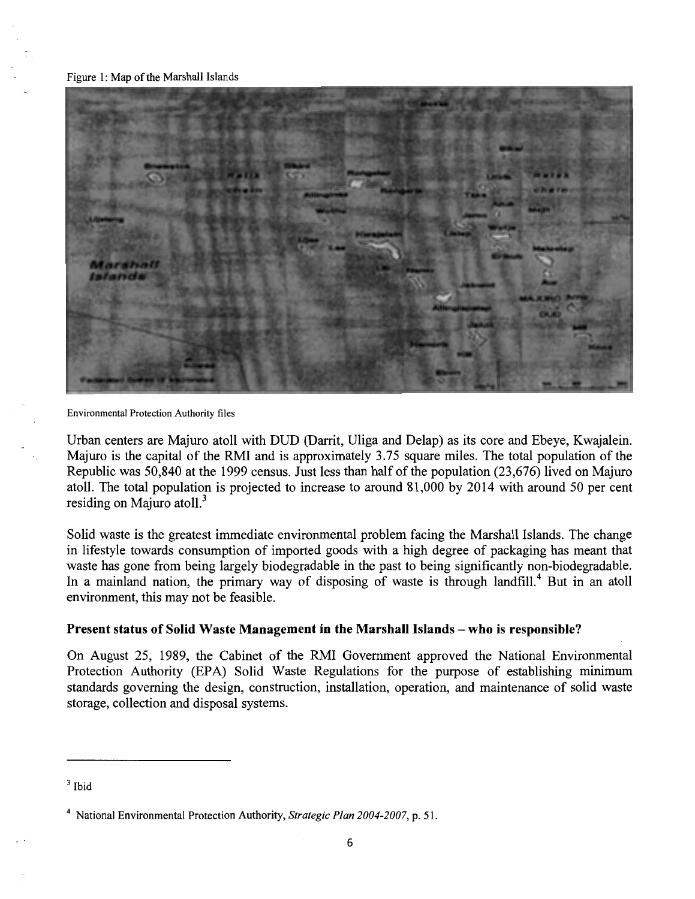Figure 1: Map of the Marshall Islands

Environmental Protection Authority files

Urban centers are Majuro atoll with DUD (Darrit, Uliga and Delap) as its core and Ebeye, Kwajalein. Majuro is the capital of the RMI and is approximately 3.75 square miles. The total population of the Republic was 50,840 at the 1999 census. Just less than half of the population (23,676) lived on Majuro atoll. The total population is projected to increase to around 81,000 by 2014 with around 50 per cent residing on Majuro atoll.[3]

Solid waste is the greatest immediate environmental problem facing the Marshall Islands. The change in lifestyle towards consumption of imported goods with a high degree of packaging has meant that waste has gone from being largely biodegradable in the past to being significantly non-biodegradable. In a mainland nation, the primary way of disposing of waste is through landfill.[4] But in an atoll environment, this may not be feasible.

**Present status of Solid Waste Management in the Marshall Islands – who is responsible?**

On August 25, 1989, the Cabinet of the RMI Government approved the National Environmental Protection Authority (EPA) Solid Waste Regulations for the purpose of establishing minimum standards governing the design, construction, installation, operation, and maintenance of solid waste storage, collection and disposal systems.

---

[3] Ibid

[4] National Environmental Protection Authority, *Strategic Plan 2004-2007*, p. 51.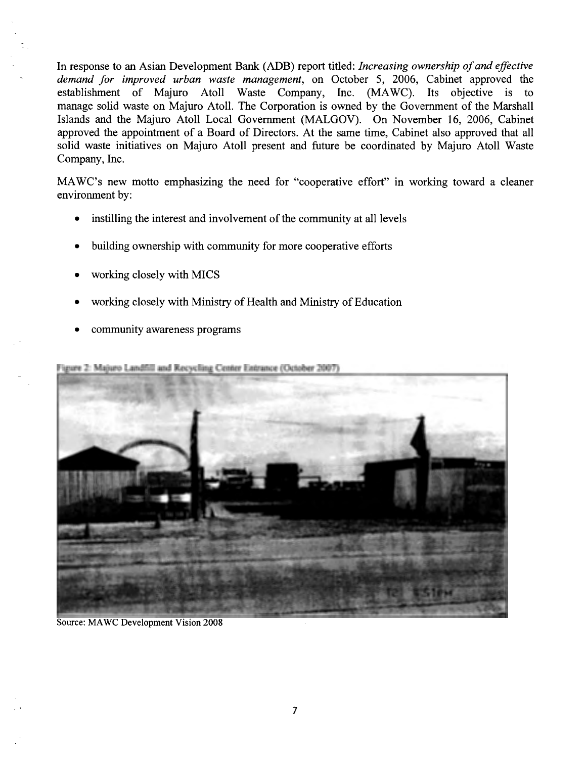In response to an Asian Development Bank (ADB) report titled: *Increasing ownership of and effective demand for improved urban waste management*, on October 5, 2006, Cabinet approved the establishment of Majuro Atoll Waste Company, Inc. (MAWC). Its objective is to manage solid waste on Majuro Atoll. The Corporation is owned by the Government of the Marshall Islands and the Majuro Atoll Local Government (MALGOV). On November 16, 2006, Cabinet approved the appointment of a Board of Directors. At the same time, Cabinet also approved that all solid waste initiatives on Majuro Atoll present and future be coordinated by Majuro Atoll Waste Company, Inc.

MAWC's new motto emphasizing the need for "cooperative effort" in working toward a cleaner environment by:

- instilling the interest and involvement of the community at all levels
- building ownership with community for more cooperative efforts
- working closely with MICS
- working closely with Ministry of Health and Ministry of Education
- community awareness programs

Figure 2: Majuro Landfill and Recycling Center Entrance (October 2007)

Source: MAWC Development Vision 2008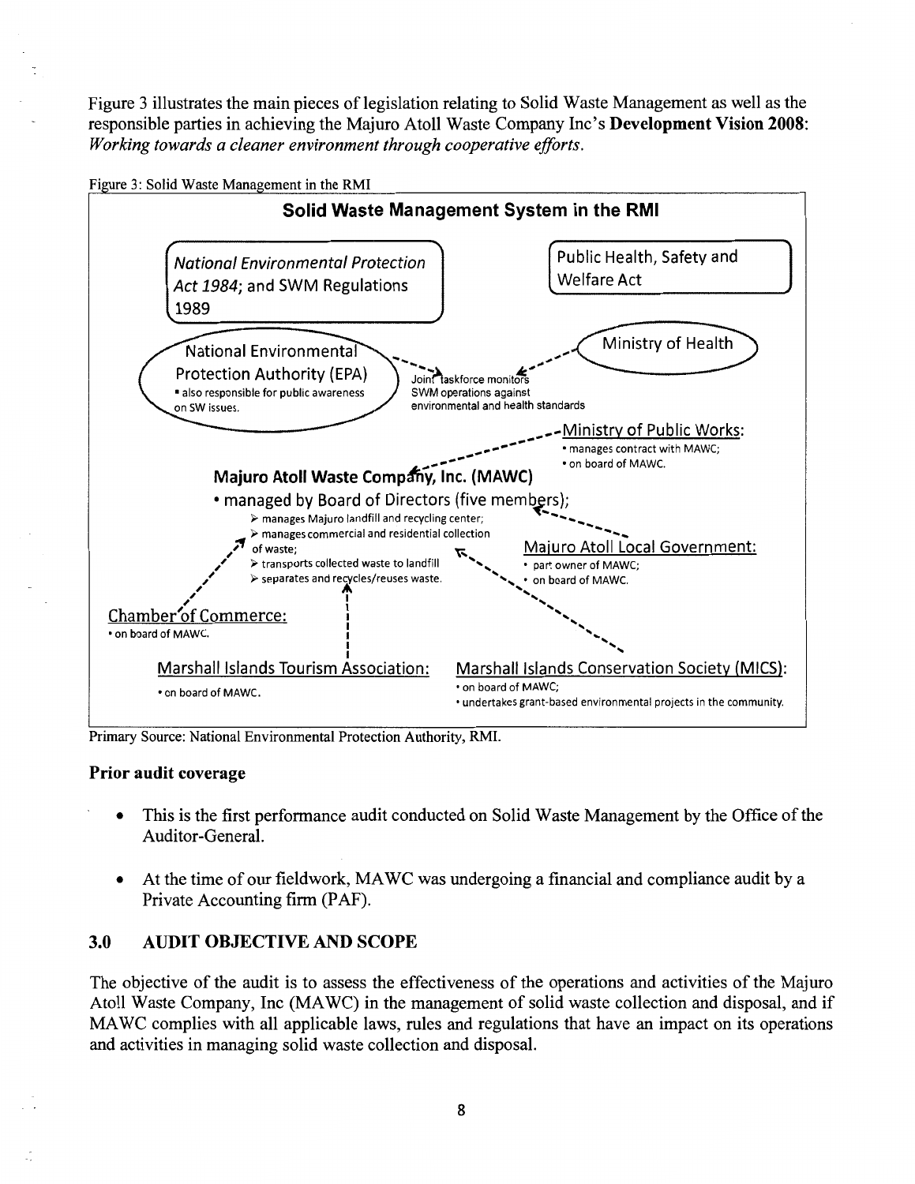Figure 3 illustrates the main pieces of legislation relating to Solid Waste Management as well as the responsible parties in achieving the Majuro Atoll Waste Company Inc's **Development Vision 2008**: *Working towards a cleaner environment through cooperative efforts.*

Figure 3: Solid Waste Management in the RMI

**Solid Waste Management System in the RMI**

*National Environmental Protection Act 1984*; and SWM Regulations 1989

Public Health, Safety and Welfare Act

National Environmental Protection Authority (EPA)
- also responsible for public awareness on SW issues.

Joint taskforce monitors SWM operations against environmental and health standards

Ministry of Health

Ministry of Public Works:
- manages contract with MAWC;
- on board of MAWC.

**Majuro Atoll Waste Company, Inc. (MAWC)**
- managed by Board of Directors (five members);
  - manages Majuro landfill and recycling center;
  - manages commercial and residential collection of waste;
  - transports collected waste to landfill
  - separates and recycles/reuses waste.

Majuro Atoll Local Government:
- part owner of MAWC;
- on board of MAWC.

Chamber of Commerce:
- on board of MAWC.

Marshall Islands Tourism Association:
- on board of MAWC.

Marshall Islands Conservation Society (MICS):
- on board of MAWC;
- undertakes grant-based environmental projects in the community.

Primary Source: National Environmental Protection Authority, RMI.

**Prior audit coverage**

- This is the first performance audit conducted on Solid Waste Management by the Office of the Auditor-General.
- At the time of our fieldwork, MAWC was undergoing a financial and compliance audit by a Private Accounting firm (PAF).

## 3.0 AUDIT OBJECTIVE AND SCOPE

The objective of the audit is to assess the effectiveness of the operations and activities of the Majuro Atoll Waste Company, Inc (MAWC) in the management of solid waste collection and disposal, and if MAWC complies with all applicable laws, rules and regulations that have an impact on its operations and activities in managing solid waste collection and disposal.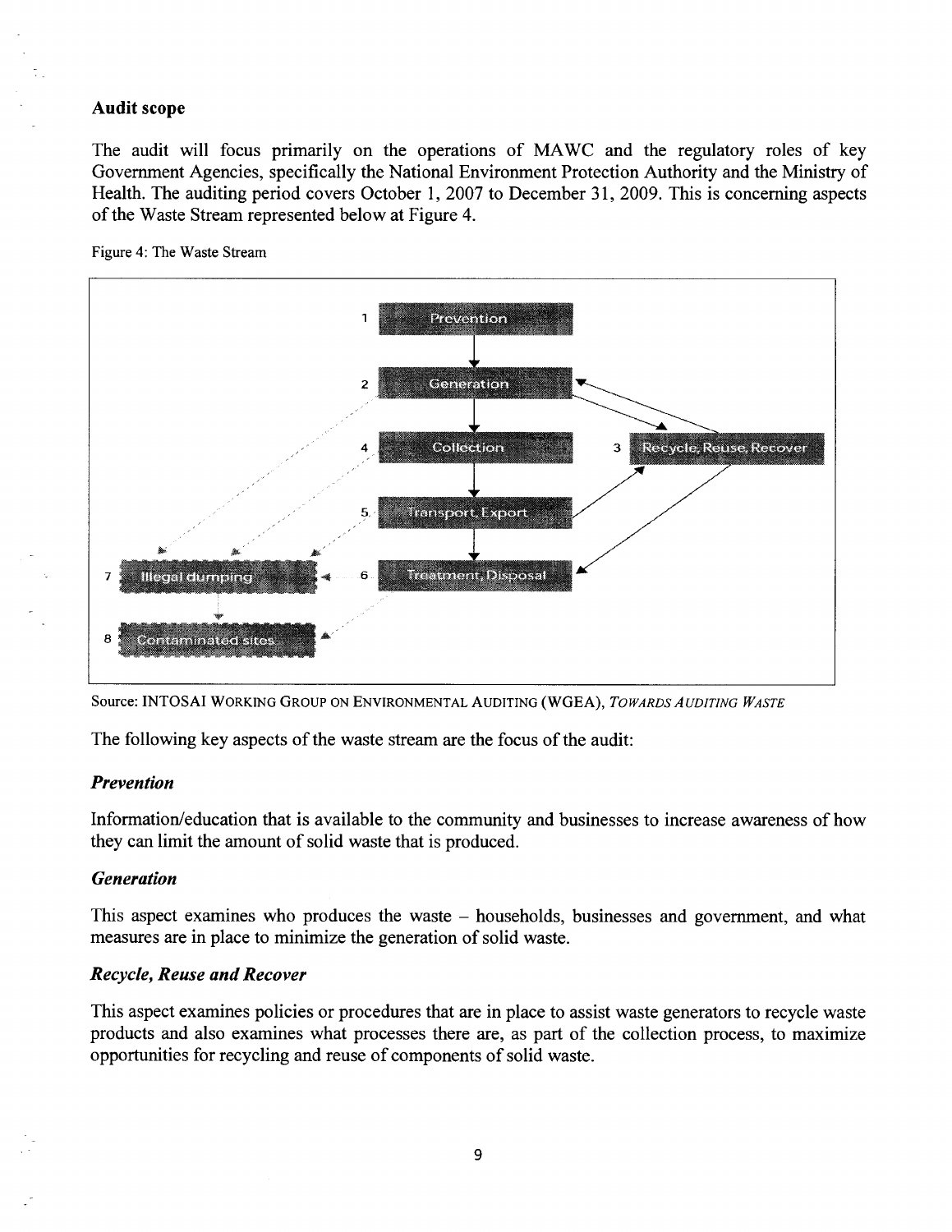### Audit scope

The audit will focus primarily on the operations of MAWC and the regulatory roles of key Government Agencies, specifically the National Environment Protection Authority and the Ministry of Health. The auditing period covers October 1, 2007 to December 31, 2009. This is concerning aspects of the Waste Stream represented below at Figure 4.

Figure 4: The Waste Stream

1 Prevention

2 Generation

3 Recycle, Reuse, Recover

4 Collection

5 Transport, Export

6 Treatment, Disposal

7 Illegal dumping

8 Contaminated sites

Source: INTOSAI WORKING GROUP ON ENVIRONMENTAL AUDITING (WGEA), *TOWARDS AUDITING WASTE*

The following key aspects of the waste stream are the focus of the audit:

#### *Prevention*

Information/education that is available to the community and businesses to increase awareness of how they can limit the amount of solid waste that is produced.

#### *Generation*

This aspect examines who produces the waste – households, businesses and government, and what measures are in place to minimize the generation of solid waste.

#### *Recycle, Reuse and Recover*

This aspect examines policies or procedures that are in place to assist waste generators to recycle waste products and also examines what processes there are, as part of the collection process, to maximize opportunities for recycling and reuse of components of solid waste.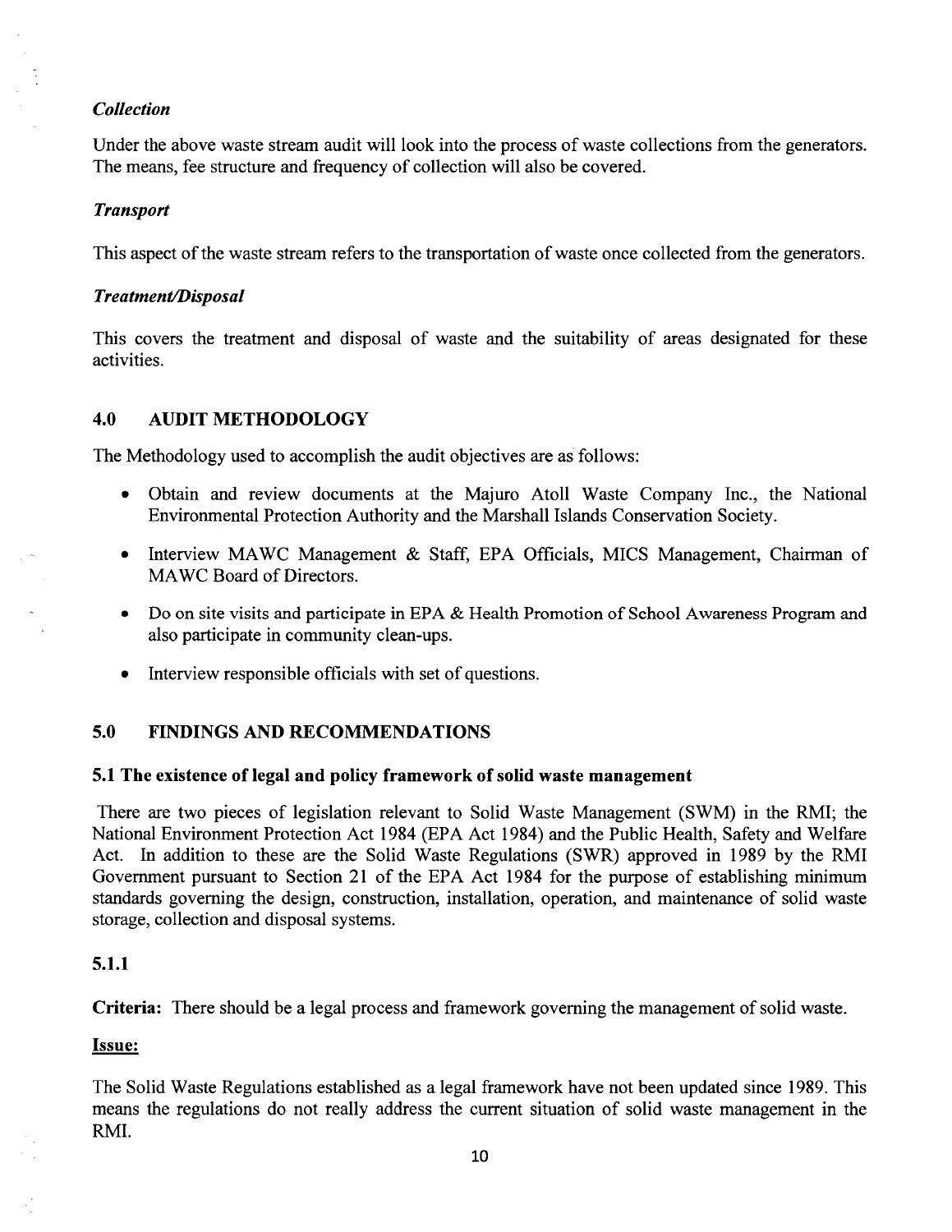*Collection*

Under the above waste stream audit will look into the process of waste collections from the generators. The means, fee structure and frequency of collection will also be covered.

*Transport*

This aspect of the waste stream refers to the transportation of waste once collected from the generators.

*Treatment/Disposal*

This covers the treatment and disposal of waste and the suitability of areas designated for these activities.

## 4.0 AUDIT METHODOLOGY

The Methodology used to accomplish the audit objectives are as follows:

- Obtain and review documents at the Majuro Atoll Waste Company Inc., the National Environmental Protection Authority and the Marshall Islands Conservation Society.
- Interview MAWC Management & Staff, EPA Officials, MICS Management, Chairman of MAWC Board of Directors.
- Do on site visits and participate in EPA & Health Promotion of School Awareness Program and also participate in community clean-ups.
- Interview responsible officials with set of questions.

## 5.0 FINDINGS AND RECOMMENDATIONS

### 5.1 The existence of legal and policy framework of solid waste management

There are two pieces of legislation relevant to Solid Waste Management (SWM) in the RMI; the National Environment Protection Act 1984 (EPA Act 1984) and the Public Health, Safety and Welfare Act. In addition to these are the Solid Waste Regulations (SWR) approved in 1989 by the RMI Government pursuant to Section 21 of the EPA Act 1984 for the purpose of establishing minimum standards governing the design, construction, installation, operation, and maintenance of solid waste storage, collection and disposal systems.

### 5.1.1

**Criteria:** There should be a legal process and framework governing the management of solid waste.

**Issue:**

The Solid Waste Regulations established as a legal framework have not been updated since 1989. This means the regulations do not really address the current situation of solid waste management in the RMI.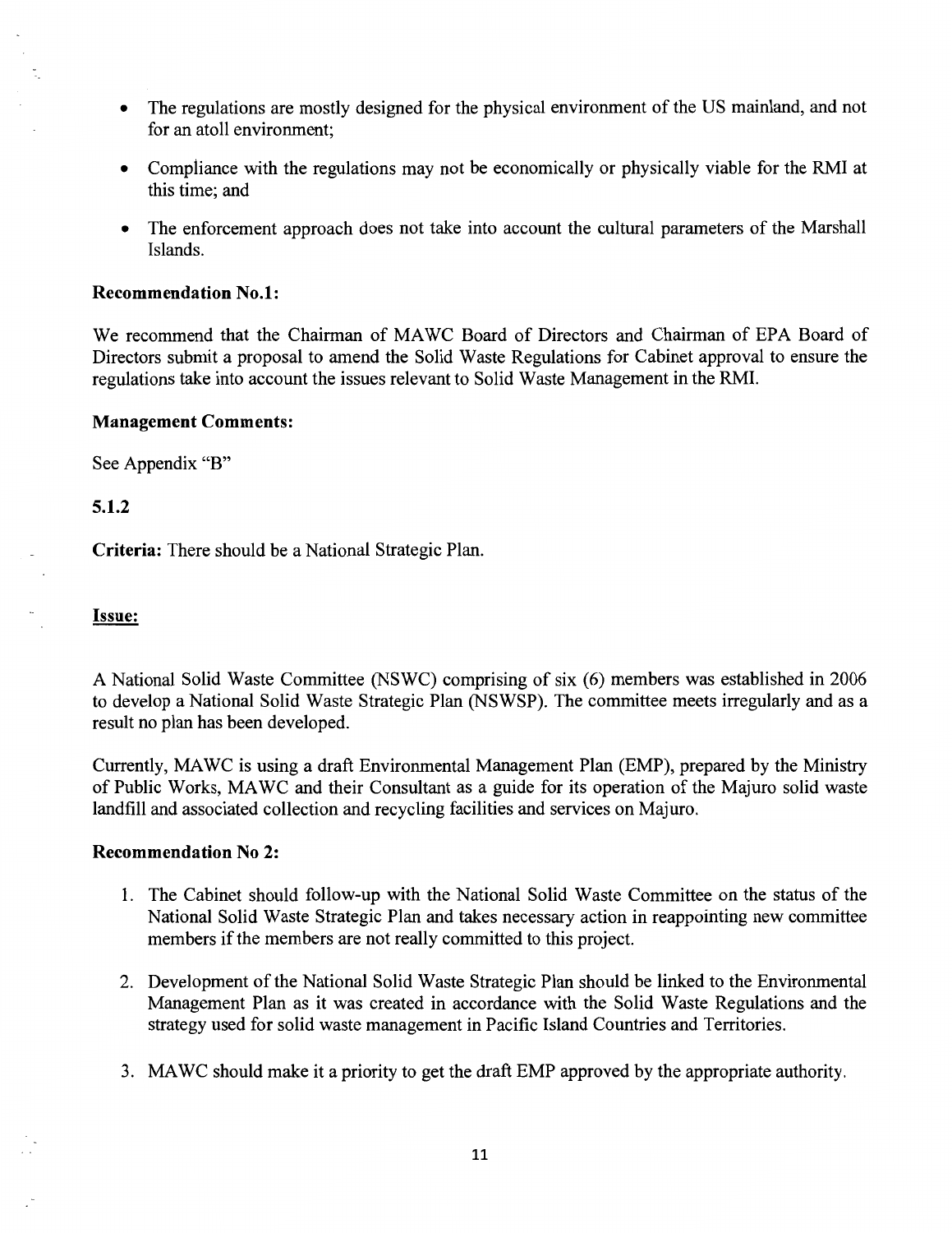- The regulations are mostly designed for the physical environment of the US mainland, and not for an atoll environment;
- Compliance with the regulations may not be economically or physically viable for the RMI at this time; and
- The enforcement approach does not take into account the cultural parameters of the Marshall Islands.

**Recommendation No.1:**

We recommend that the Chairman of MAWC Board of Directors and Chairman of EPA Board of Directors submit a proposal to amend the Solid Waste Regulations for Cabinet approval to ensure the regulations take into account the issues relevant to Solid Waste Management in the RMI.

**Management Comments:**

See Appendix "B"

**5.1.2**

**Criteria:** There should be a National Strategic Plan.

**Issue:**

A National Solid Waste Committee (NSWC) comprising of six (6) members was established in 2006 to develop a National Solid Waste Strategic Plan (NSWSP). The committee meets irregularly and as a result no plan has been developed.

Currently, MAWC is using a draft Environmental Management Plan (EMP), prepared by the Ministry of Public Works, MAWC and their Consultant as a guide for its operation of the Majuro solid waste landfill and associated collection and recycling facilities and services on Majuro.

**Recommendation No 2:**

1. The Cabinet should follow-up with the National Solid Waste Committee on the status of the National Solid Waste Strategic Plan and takes necessary action in reappointing new committee members if the members are not really committed to this project.
2. Development of the National Solid Waste Strategic Plan should be linked to the Environmental Management Plan as it was created in accordance with the Solid Waste Regulations and the strategy used for solid waste management in Pacific Island Countries and Territories.
3. MAWC should make it a priority to get the draft EMP approved by the appropriate authority.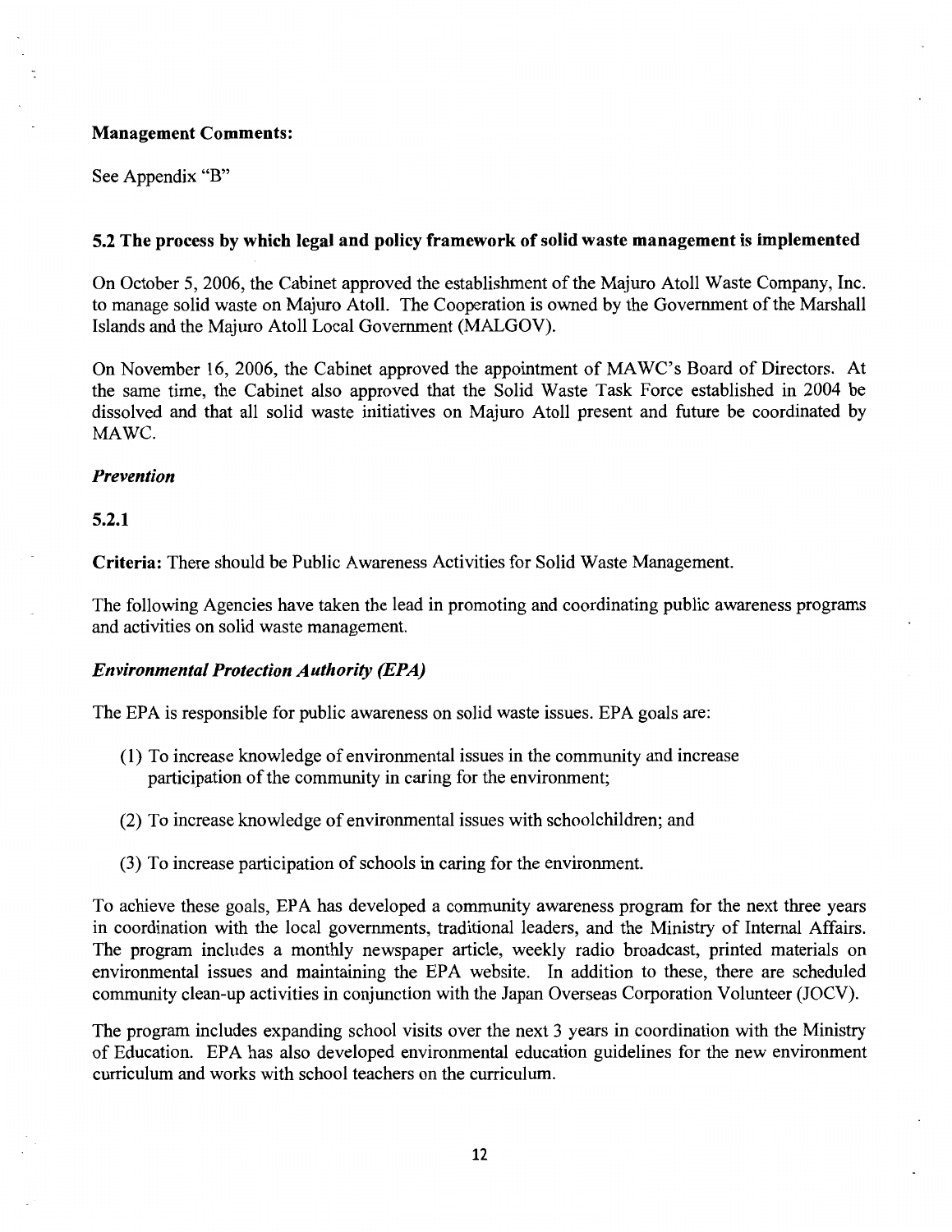**Management Comments:**

See Appendix "B"

### 5.2 The process by which legal and policy framework of solid waste management is implemented

On October 5, 2006, the Cabinet approved the establishment of the Majuro Atoll Waste Company, Inc. to manage solid waste on Majuro Atoll. The Cooperation is owned by the Government of the Marshall Islands and the Majuro Atoll Local Government (MALGOV).

On November 16, 2006, the Cabinet approved the appointment of MAWC's Board of Directors. At the same time, the Cabinet also approved that the Solid Waste Task Force established in 2004 be dissolved and that all solid waste initiatives on Majuro Atoll present and future be coordinated by MAWC.

***Prevention***

**5.2.1**

**Criteria:** There should be Public Awareness Activities for Solid Waste Management.

The following Agencies have taken the lead in promoting and coordinating public awareness programs and activities on solid waste management.

***Environmental Protection Authority (EPA)***

The EPA is responsible for public awareness on solid waste issues. EPA goals are:

(1) To increase knowledge of environmental issues in the community and increase participation of the community in caring for the environment;

(2) To increase knowledge of environmental issues with schoolchildren; and

(3) To increase participation of schools in caring for the environment.

To achieve these goals, EPA has developed a community awareness program for the next three years in coordination with the local governments, traditional leaders, and the Ministry of Internal Affairs. The program includes a monthly newspaper article, weekly radio broadcast, printed materials on environmental issues and maintaining the EPA website. In addition to these, there are scheduled community clean-up activities in conjunction with the Japan Overseas Corporation Volunteer (JOCV).

The program includes expanding school visits over the next 3 years in coordination with the Ministry of Education. EPA has also developed environmental education guidelines for the new environment curriculum and works with school teachers on the curriculum.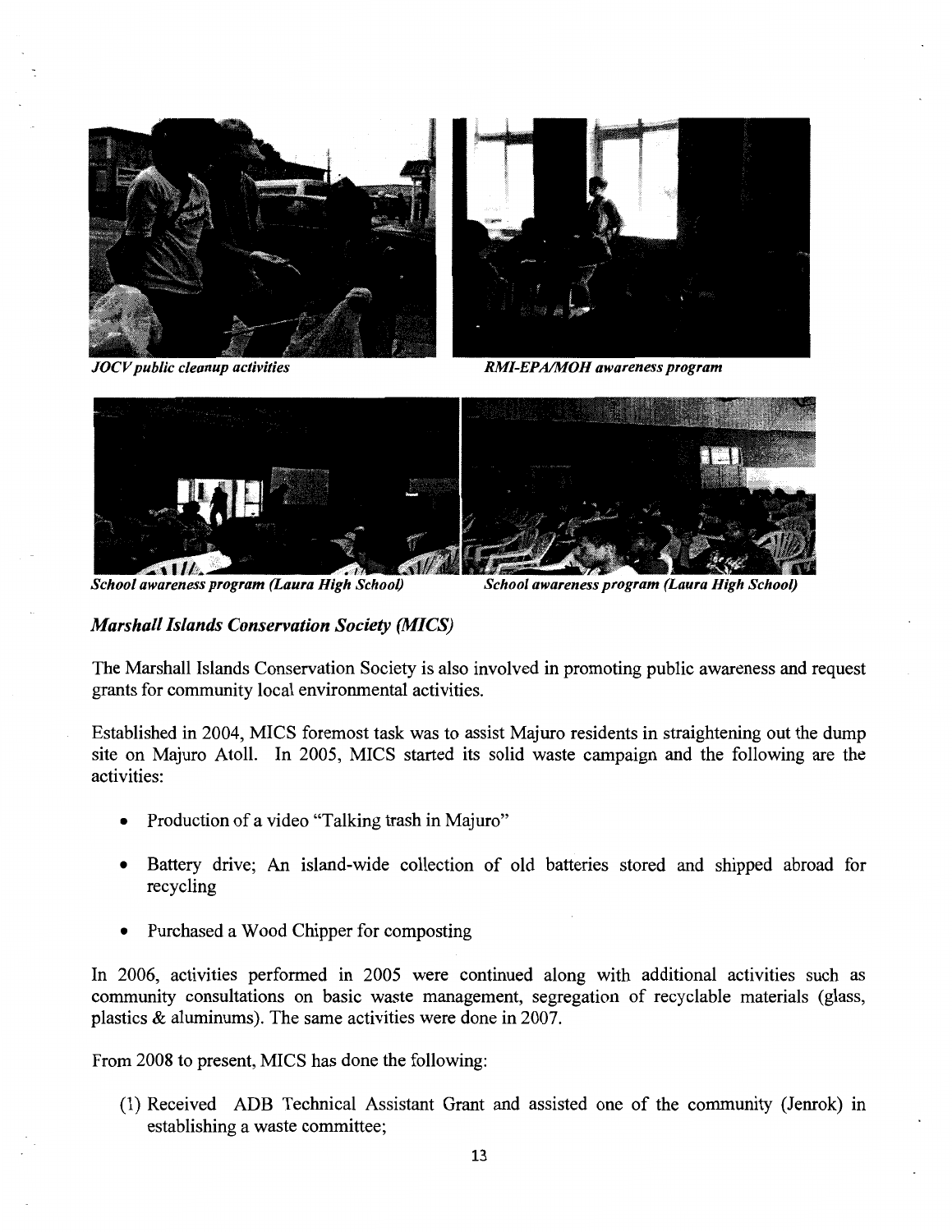*JOCV public cleanup activities*

*RMI-EPA/MOH awareness program*

*School awareness program (Laura High School)*

*School awareness program (Laura High School)*

***Marshall Islands Conservation Society (MICS)***

The Marshall Islands Conservation Society is also involved in promoting public awareness and request grants for community local environmental activities.

Established in 2004, MICS foremost task was to assist Majuro residents in straightening out the dump site on Majuro Atoll. In 2005, MICS started its solid waste campaign and the following are the activities:

- Production of a video "Talking trash in Majuro"
- Battery drive; An island-wide collection of old batteries stored and shipped abroad for recycling
- Purchased a Wood Chipper for composting

In 2006, activities performed in 2005 were continued along with additional activities such as community consultations on basic waste management, segregation of recyclable materials (glass, plastics & aluminums). The same activities were done in 2007.

From 2008 to present, MICS has done the following:

(1) Received ADB Technical Assistant Grant and assisted one of the community (Jenrok) in establishing a waste committee;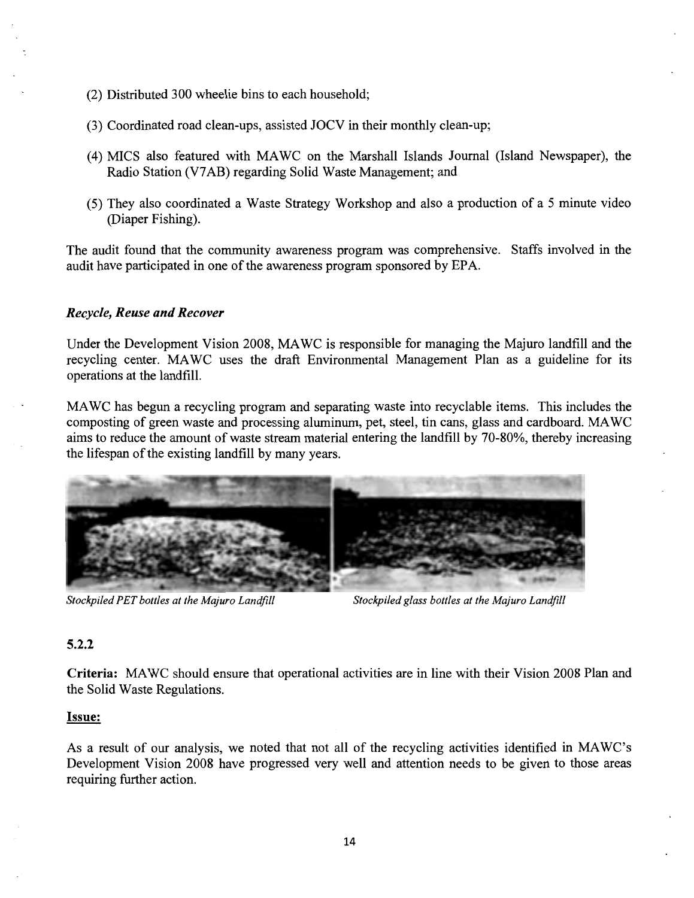(2) Distributed 300 wheelie bins to each household;

(3) Coordinated road clean-ups, assisted JOCV in their monthly clean-up;

(4) MICS also featured with MAWC on the Marshall Islands Journal (Island Newspaper), the Radio Station (V7AB) regarding Solid Waste Management; and

(5) They also coordinated a Waste Strategy Workshop and also a production of a 5 minute video (Diaper Fishing).

The audit found that the community awareness program was comprehensive. Staffs involved in the audit have participated in one of the awareness program sponsored by EPA.

### *Recycle, Reuse and Recover*

Under the Development Vision 2008, MAWC is responsible for managing the Majuro landfill and the recycling center. MAWC uses the draft Environmental Management Plan as a guideline for its operations at the landfill.

MAWC has begun a recycling program and separating waste into recyclable items. This includes the composting of green waste and processing aluminum, pet, steel, tin cans, glass and cardboard. MAWC aims to reduce the amount of waste stream material entering the landfill by 70-80%, thereby increasing the lifespan of the existing landfill by many years.

*Stockpiled PET bottles at the Majuro Landfill*

*Stockpiled glass bottles at the Majuro Landfill*

### 5.2.2

**Criteria:** MAWC should ensure that operational activities are in line with their Vision 2008 Plan and the Solid Waste Regulations.

**Issue:**

As a result of our analysis, we noted that not all of the recycling activities identified in MAWC's Development Vision 2008 have progressed very well and attention needs to be given to those areas requiring further action.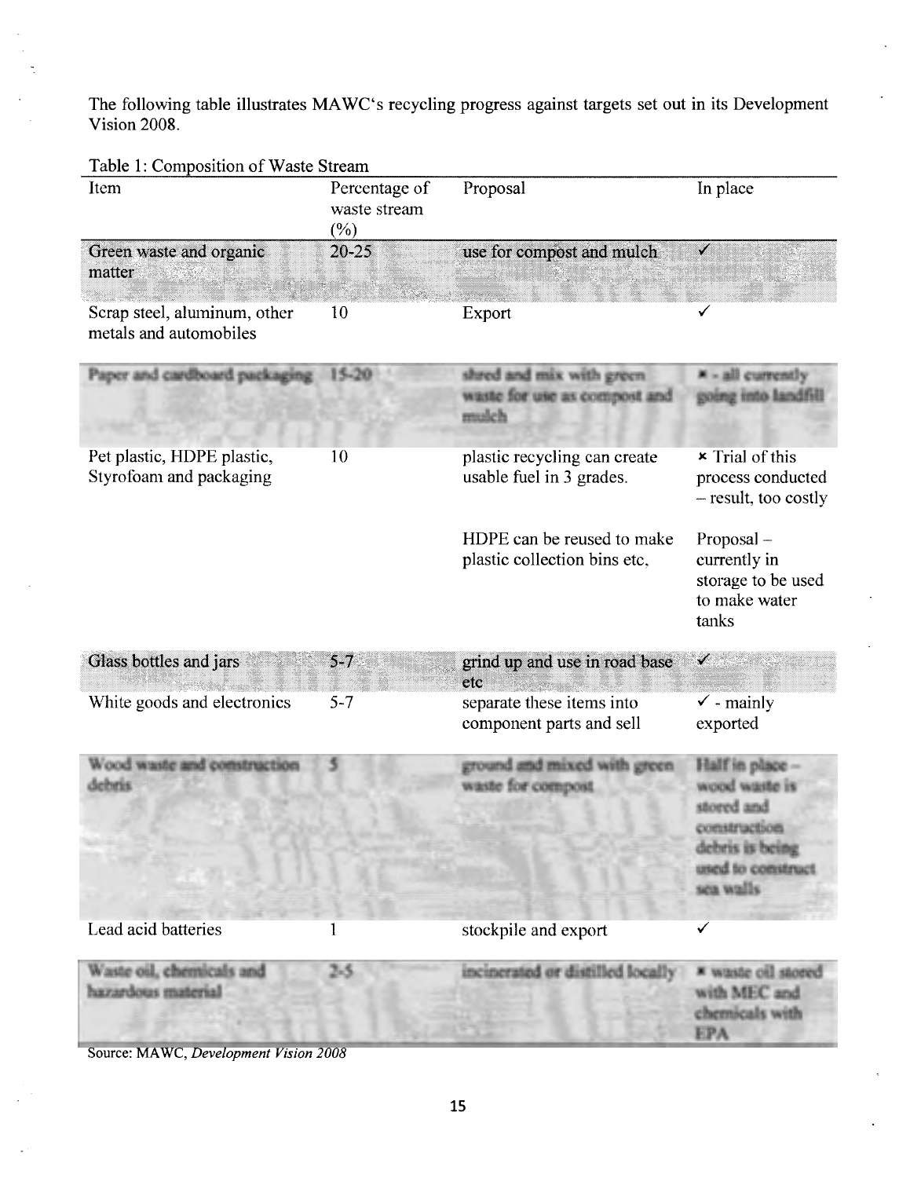The following table illustrates MAWC's recycling progress against targets set out in its Development Vision 2008.

Table 1: Composition of Waste Stream

| Item | Percentage of waste stream (%) | Proposal | In place |
|---|---|---|---|
| Green waste and organic matter | 20-25 | use for compost and mulch | ✓ |
| Scrap steel, aluminum, other metals and automobiles | 10 | Export | ✓ |
| Paper and cardboard packaging | 15-20 | shred and mix with green waste for use as compost and mulch | ✗ - all currently going into landfill |
| Pet plastic, HDPE plastic, Styrofoam and packaging | 10 | plastic recycling can create usable fuel in 3 grades. | ✗ Trial of this process conducted – result, too costly |
| | | HDPE can be reused to make plastic collection bins etc. | Proposal – currently in storage to be used to make water tanks |
| Glass bottles and jars | 5-7 | grind up and use in road base etc | ✓ |
| White goods and electronics | 5-7 | separate these items into component parts and sell | ✓ - mainly exported |
| Wood waste and construction debris | 5 | ground and mixed with green waste for compost | Half in place – wood waste is stored and construction debris is being used to construct sea walls |
| Lead acid batteries | 1 | stockpile and export | ✓ |
| Waste oil, chemicals and hazardous material | 2-5 | incinerated or distilled locally | ✗ waste oil stored with MEC and chemicals with EPA |

Source: MAWC, *Development Vision 2008*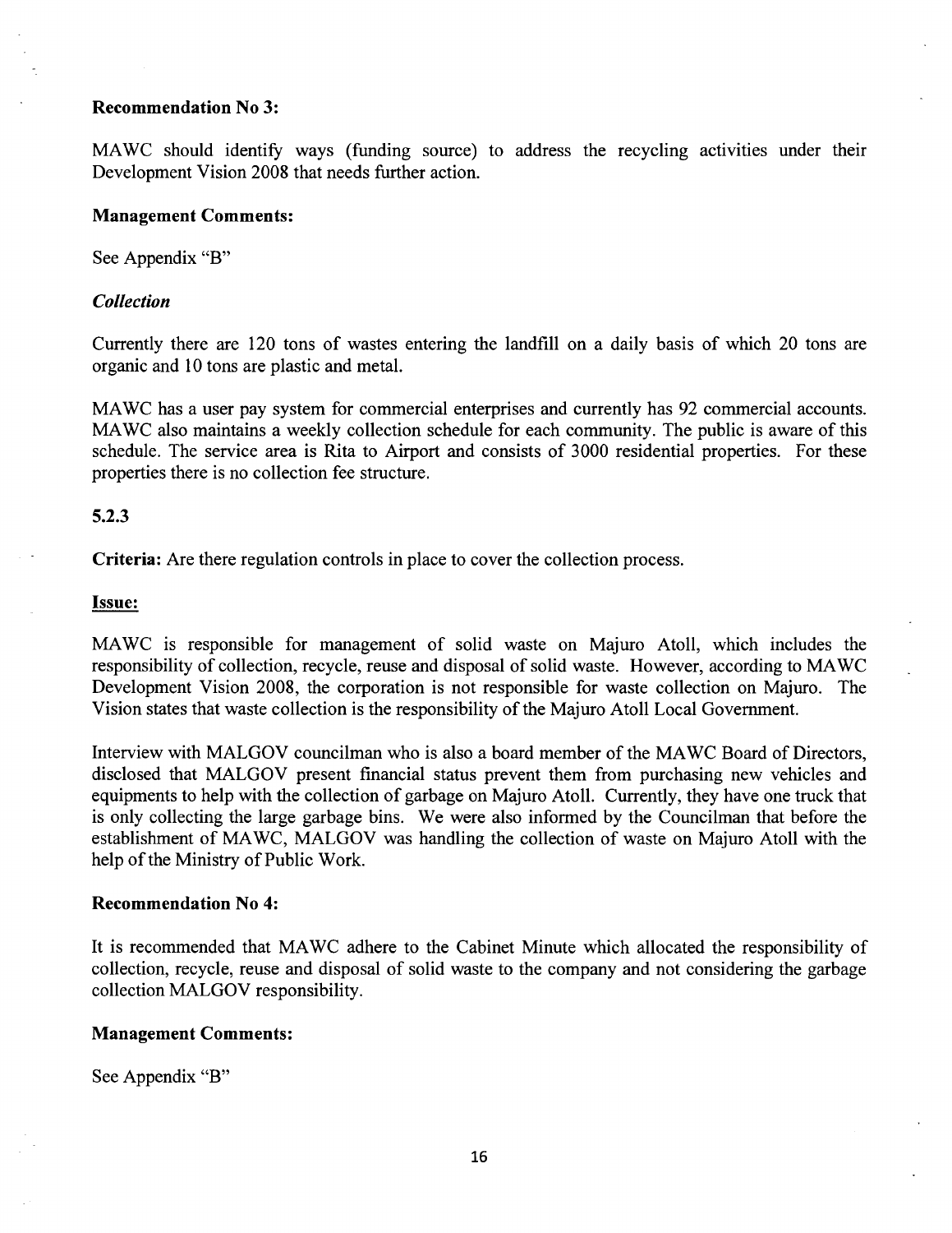**Recommendation No 3:**

MAWC should identify ways (funding source) to address the recycling activities under their Development Vision 2008 that needs further action.

**Management Comments:**

See Appendix "B"

***Collection***

Currently there are 120 tons of wastes entering the landfill on a daily basis of which 20 tons are organic and 10 tons are plastic and metal.

MAWC has a user pay system for commercial enterprises and currently has 92 commercial accounts. MAWC also maintains a weekly collection schedule for each community. The public is aware of this schedule. The service area is Rita to Airport and consists of 3000 residential properties. For these properties there is no collection fee structure.

**5.2.3**

**Criteria:** Are there regulation controls in place to cover the collection process.

**Issue:**

MAWC is responsible for management of solid waste on Majuro Atoll, which includes the responsibility of collection, recycle, reuse and disposal of solid waste. However, according to MAWC Development Vision 2008, the corporation is not responsible for waste collection on Majuro. The Vision states that waste collection is the responsibility of the Majuro Atoll Local Government.

Interview with MALGOV councilman who is also a board member of the MAWC Board of Directors, disclosed that MALGOV present financial status prevent them from purchasing new vehicles and equipments to help with the collection of garbage on Majuro Atoll. Currently, they have one truck that is only collecting the large garbage bins. We were also informed by the Councilman that before the establishment of MAWC, MALGOV was handling the collection of waste on Majuro Atoll with the help of the Ministry of Public Work.

**Recommendation No 4:**

It is recommended that MAWC adhere to the Cabinet Minute which allocated the responsibility of collection, recycle, reuse and disposal of solid waste to the company and not considering the garbage collection MALGOV responsibility.

**Management Comments:**

See Appendix "B"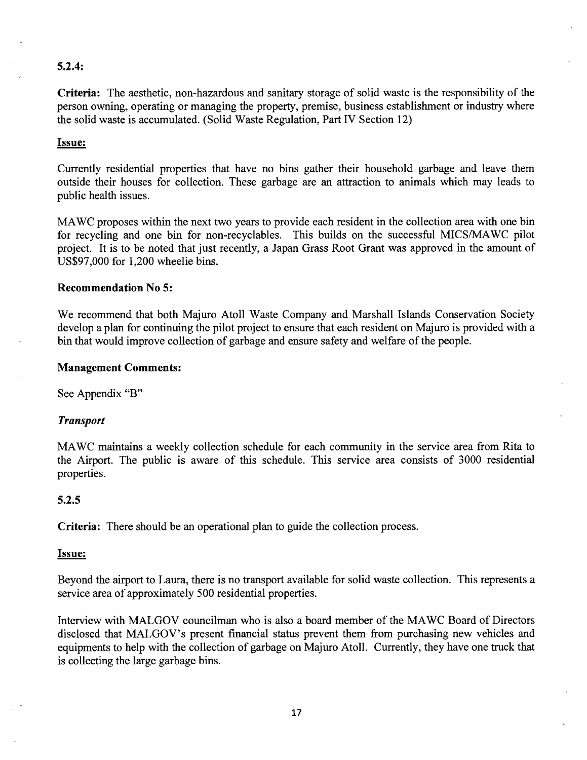### 5.2.4:

**Criteria:** The aesthetic, non-hazardous and sanitary storage of solid waste is the responsibility of the person owning, operating or managing the property, premise, business establishment or industry where the solid waste is accumulated. (Solid Waste Regulation, Part IV Section 12)

**Issue:**

Currently residential properties that have no bins gather their household garbage and leave them outside their houses for collection. These garbage are an attraction to animals which may leads to public health issues.

MAWC proposes within the next two years to provide each resident in the collection area with one bin for recycling and one bin for non-recyclables. This builds on the successful MICS/MAWC pilot project. It is to be noted that just recently, a Japan Grass Root Grant was approved in the amount of US$97,000 for 1,200 wheelie bins.

**Recommendation No 5:**

We recommend that both Majuro Atoll Waste Company and Marshall Islands Conservation Society develop a plan for continuing the pilot project to ensure that each resident on Majuro is provided with a bin that would improve collection of garbage and ensure safety and welfare of the people.

**Management Comments:**

See Appendix "B"

***Transport***

MAWC maintains a weekly collection schedule for each community in the service area from Rita to the Airport. The public is aware of this schedule. This service area consists of 3000 residential properties.

### 5.2.5

**Criteria:** There should be an operational plan to guide the collection process.

**Issue:**

Beyond the airport to Laura, there is no transport available for solid waste collection. This represents a service area of approximately 500 residential properties.

Interview with MALGOV councilman who is also a board member of the MAWC Board of Directors disclosed that MALGOV's present financial status prevent them from purchasing new vehicles and equipments to help with the collection of garbage on Majuro Atoll. Currently, they have one truck that is collecting the large garbage bins.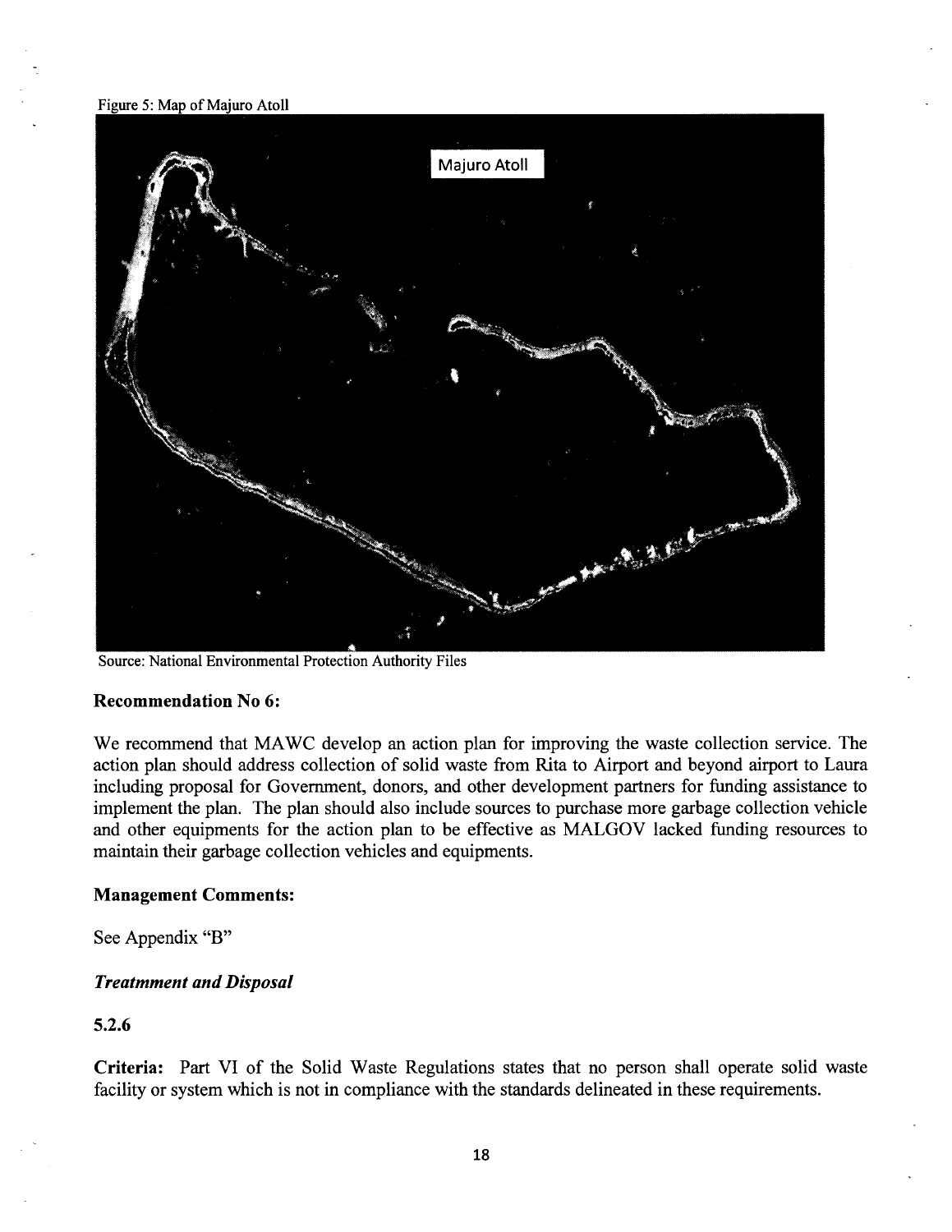Figure 5: Map of Majuro Atoll

Source: National Environmental Protection Authority Files

**Recommendation No 6:**

We recommend that MAWC develop an action plan for improving the waste collection service. The action plan should address collection of solid waste from Rita to Airport and beyond airport to Laura including proposal for Government, donors, and other development partners for funding assistance to implement the plan. The plan should also include sources to purchase more garbage collection vehicle and other equipments for the action plan to be effective as MALGOV lacked funding resources to maintain their garbage collection vehicles and equipments.

**Management Comments:**

See Appendix "B"

***Treatment and Disposal***

**5.2.6**

**Criteria:** Part VI of the Solid Waste Regulations states that no person shall operate solid waste facility or system which is not in compliance with the standards delineated in these requirements.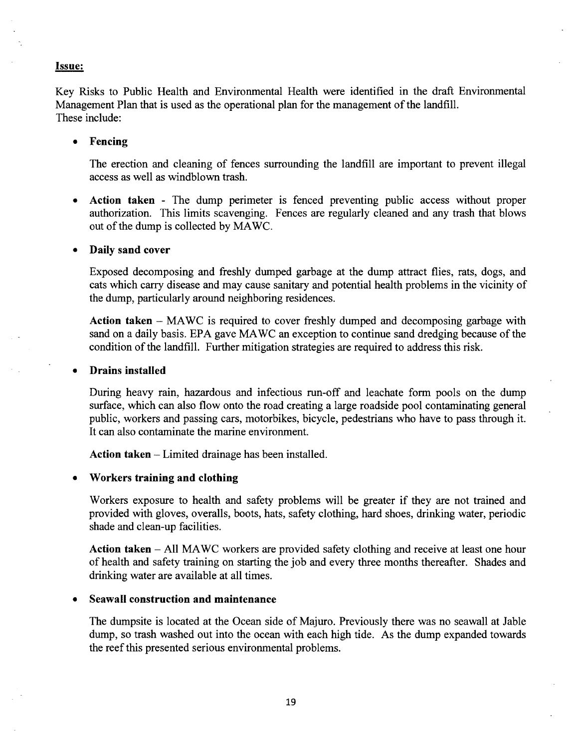**Issue:**

Key Risks to Public Health and Environmental Health were identified in the draft Environmental Management Plan that is used as the operational plan for the management of the landfill.
These include:

- **Fencing**

  The erection and cleaning of fences surrounding the landfill are important to prevent illegal access as well as windblown trash.

- **Action taken** - The dump perimeter is fenced preventing public access without proper authorization. This limits scavenging. Fences are regularly cleaned and any trash that blows out of the dump is collected by MAWC.

- **Daily sand cover**

  Exposed decomposing and freshly dumped garbage at the dump attract flies, rats, dogs, and cats which carry disease and may cause sanitary and potential health problems in the vicinity of the dump, particularly around neighboring residences.

  **Action taken** – MAWC is required to cover freshly dumped and decomposing garbage with sand on a daily basis. EPA gave MAWC an exception to continue sand dredging because of the condition of the landfill. Further mitigation strategies are required to address this risk.

- **Drains installed**

  During heavy rain, hazardous and infectious run-off and leachate form pools on the dump surface, which can also flow onto the road creating a large roadside pool contaminating general public, workers and passing cars, motorbikes, bicycle, pedestrians who have to pass through it. It can also contaminate the marine environment.

  **Action taken** – Limited drainage has been installed.

- **Workers training and clothing**

  Workers exposure to health and safety problems will be greater if they are not trained and provided with gloves, overalls, boots, hats, safety clothing, hard shoes, drinking water, periodic shade and clean-up facilities.

  **Action taken** – All MAWC workers are provided safety clothing and receive at least one hour of health and safety training on starting the job and every three months thereafter. Shades and drinking water are available at all times.

- **Seawall construction and maintenance**

  The dumpsite is located at the Ocean side of Majuro. Previously there was no seawall at Jable dump, so trash washed out into the ocean with each high tide. As the dump expanded towards the reef this presented serious environmental problems.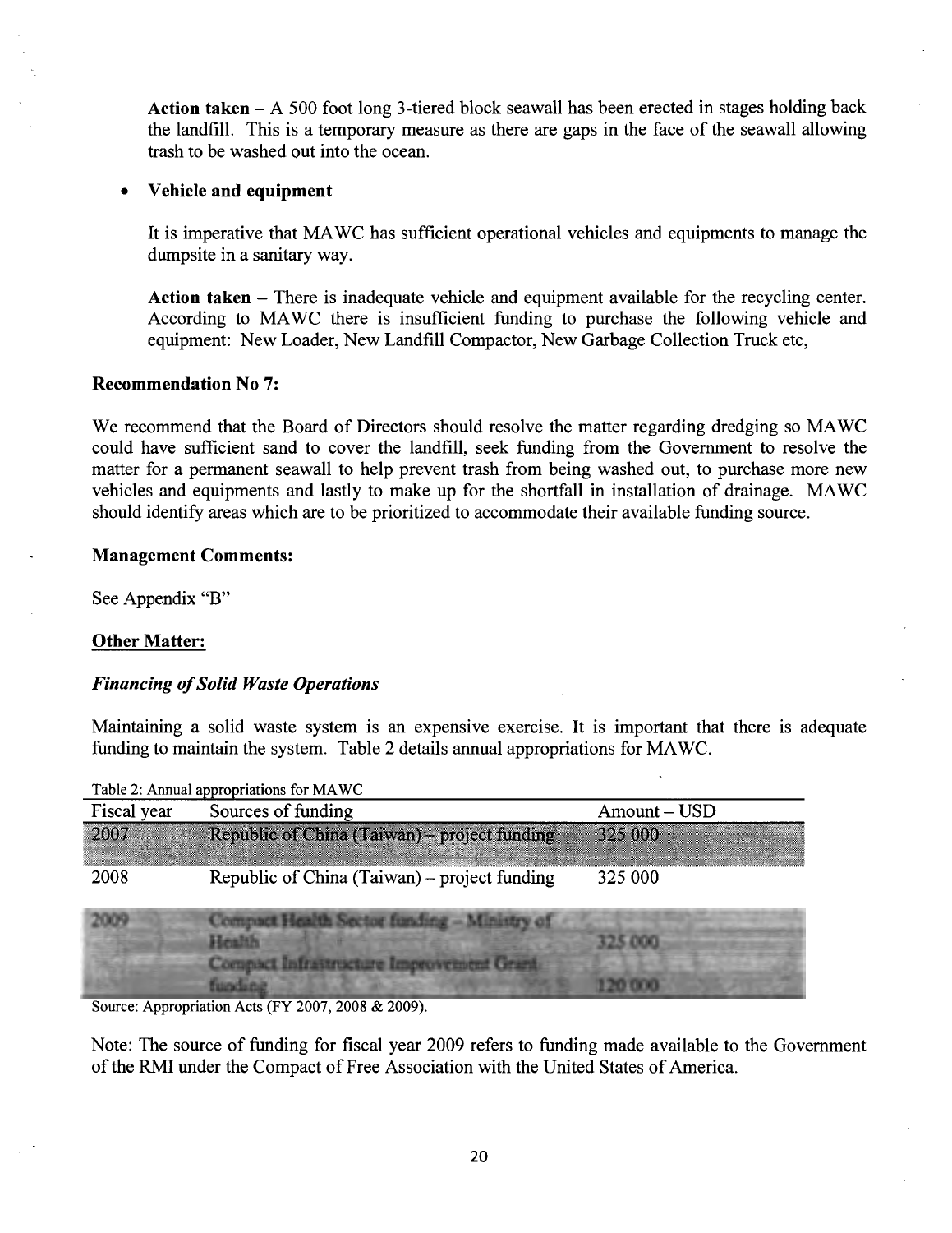**Action taken** – A 500 foot long 3-tiered block seawall has been erected in stages holding back the landfill. This is a temporary measure as there are gaps in the face of the seawall allowing trash to be washed out into the ocean.

- **Vehicle and equipment**

  It is imperative that MAWC has sufficient operational vehicles and equipments to manage the dumpsite in a sanitary way.

  **Action taken** – There is inadequate vehicle and equipment available for the recycling center. According to MAWC there is insufficient funding to purchase the following vehicle and equipment: New Loader, New Landfill Compactor, New Garbage Collection Truck etc,

**Recommendation No 7:**

We recommend that the Board of Directors should resolve the matter regarding dredging so MAWC could have sufficient sand to cover the landfill, seek funding from the Government to resolve the matter for a permanent seawall to help prevent trash from being washed out, to purchase more new vehicles and equipments and lastly to make up for the shortfall in installation of drainage. MAWC should identify areas which are to be prioritized to accommodate their available funding source.

**Management Comments:**

See Appendix "B"

**Other Matter:**

***Financing of Solid Waste Operations***

Maintaining a solid waste system is an expensive exercise. It is important that there is adequate funding to maintain the system. Table 2 details annual appropriations for MAWC.

Table 2: Annual appropriations for MAWC

| Fiscal year | Sources of funding | Amount – USD |
|---|---|---|
| 2007 | Republic of China (Taiwan) – project funding | 325 000 |
| 2008 | Republic of China (Taiwan) – project funding | 325 000 |
| 2009 | Compact Health Sector funding – Ministry of Health | 325 000 |
| | Compact Infrastructure Improvement Grant funding | 120 000 |

Source: Appropriation Acts (FY 2007, 2008 & 2009).

Note: The source of funding for fiscal year 2009 refers to funding made available to the Government of the RMI under the Compact of Free Association with the United States of America.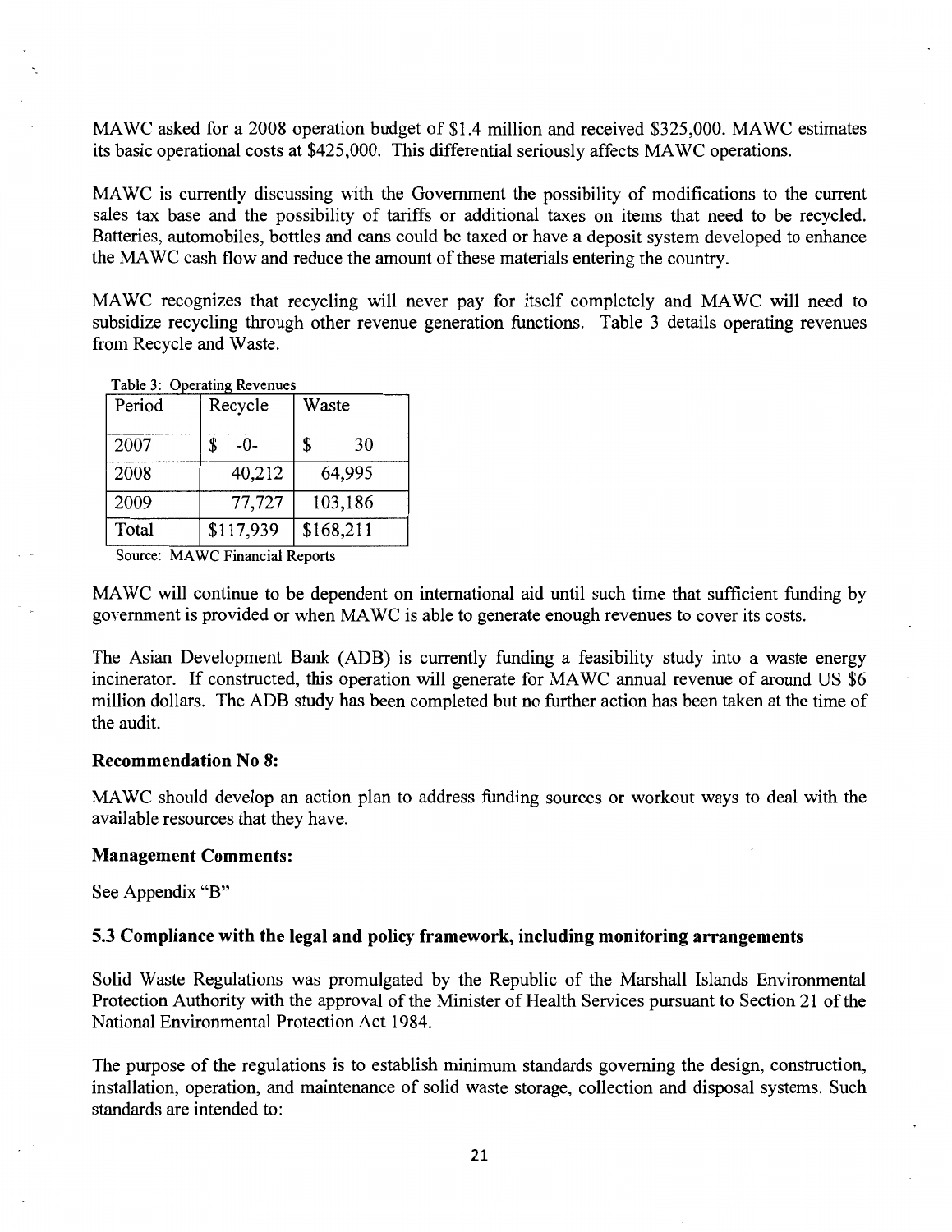MAWC asked for a 2008 operation budget of $1.4 million and received $325,000. MAWC estimates its basic operational costs at $425,000. This differential seriously affects MAWC operations.

MAWC is currently discussing with the Government the possibility of modifications to the current sales tax base and the possibility of tariffs or additional taxes on items that need to be recycled. Batteries, automobiles, bottles and cans could be taxed or have a deposit system developed to enhance the MAWC cash flow and reduce the amount of these materials entering the country.

MAWC recognizes that recycling will never pay for itself completely and MAWC will need to subsidize recycling through other revenue generation functions. Table 3 details operating revenues from Recycle and Waste.

Table 3: Operating Revenues

| Period | Recycle | Waste |
|---|---|---|
| 2007 | $ -0- | $ 30 |
| 2008 | 40,212 | 64,995 |
| 2009 | 77,727 | 103,186 |
| Total | $117,939 | $168,211 |

Source: MAWC Financial Reports

MAWC will continue to be dependent on international aid until such time that sufficient funding by government is provided or when MAWC is able to generate enough revenues to cover its costs.

The Asian Development Bank (ADB) is currently funding a feasibility study into a waste energy incinerator. If constructed, this operation will generate for MAWC annual revenue of around US $6 million dollars. The ADB study has been completed but no further action has been taken at the time of the audit.

**Recommendation No 8:**

MAWC should develop an action plan to address funding sources or workout ways to deal with the available resources that they have.

**Management Comments:**

See Appendix "B"

### 5.3 Compliance with the legal and policy framework, including monitoring arrangements

Solid Waste Regulations was promulgated by the Republic of the Marshall Islands Environmental Protection Authority with the approval of the Minister of Health Services pursuant to Section 21 of the National Environmental Protection Act 1984.

The purpose of the regulations is to establish minimum standards governing the design, construction, installation, operation, and maintenance of solid waste storage, collection and disposal systems. Such standards are intended to: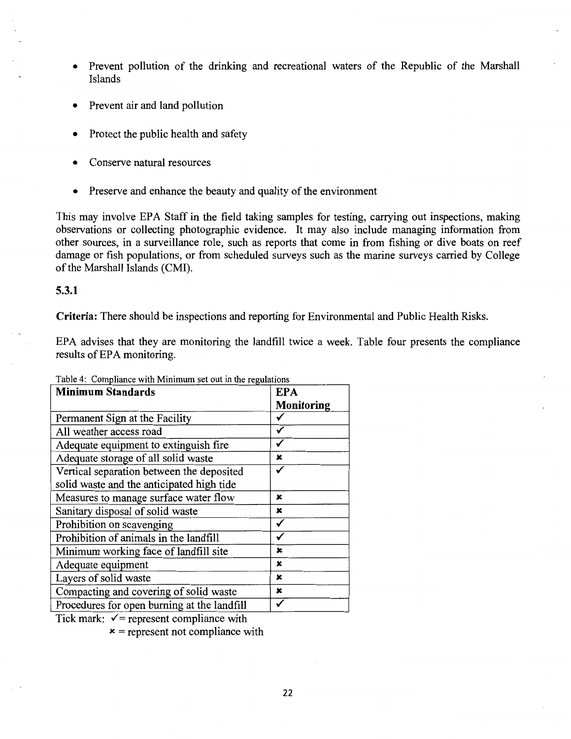- Prevent pollution of the drinking and recreational waters of the Republic of the Marshall Islands
- Prevent air and land pollution
- Protect the public health and safety
- Conserve natural resources
- Preserve and enhance the beauty and quality of the environment

This may involve EPA Staff in the field taking samples for testing, carrying out inspections, making observations or collecting photographic evidence. It may also include managing information from other sources, in a surveillance role, such as reports that come in from fishing or dive boats on reef damage or fish populations, or from scheduled surveys such as the marine surveys carried by College of the Marshall Islands (CMI).

### 5.3.1

**Criteria:** There should be inspections and reporting for Environmental and Public Health Risks.

EPA advises that they are monitoring the landfill twice a week. Table four presents the compliance results of EPA monitoring.

Table 4: Compliance with Minimum set out in the regulations

| Minimum Standards | EPA Monitoring |
|---|---|
| Permanent Sign at the Facility | ✓ |
| All weather access road | ✓ |
| Adequate equipment to extinguish fire | ✓ |
| Adequate storage of all solid waste | ✗ |
| Vertical separation between the deposited solid waste and the anticipated high tide | ✓ |
| Measures to manage surface water flow | ✗ |
| Sanitary disposal of solid waste | ✗ |
| Prohibition on scavenging | ✓ |
| Prohibition of animals in the landfill | ✓ |
| Minimum working face of landfill site | ✗ |
| Adequate equipment | ✗ |
| Layers of solid waste | ✗ |
| Compacting and covering of solid waste | ✗ |
| Procedures for open burning at the landfill | ✓ |

Tick mark: ✓ = represent compliance with
✗ = represent not compliance with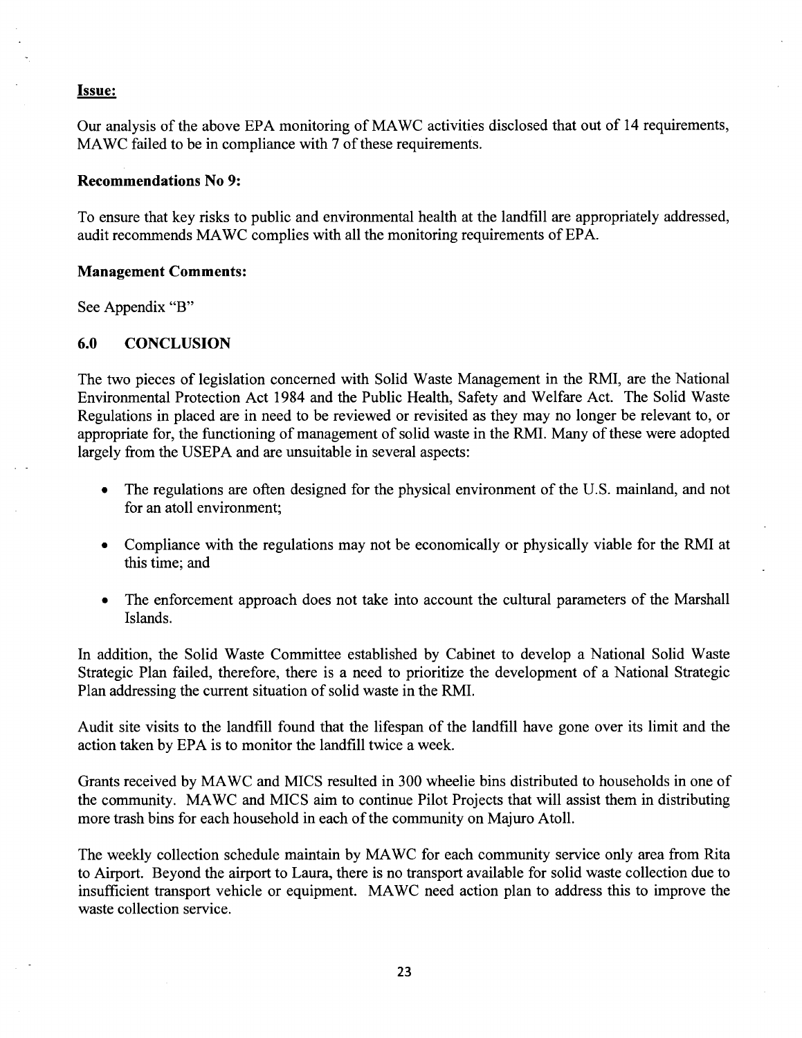**Issue:**

Our analysis of the above EPA monitoring of MAWC activities disclosed that out of 14 requirements, MAWC failed to be in compliance with 7 of these requirements.

**Recommendations No 9:**

To ensure that key risks to public and environmental health at the landfill are appropriately addressed, audit recommends MAWC complies with all the monitoring requirements of EPA.

**Management Comments:**

See Appendix "B"

## 6.0 CONCLUSION

The two pieces of legislation concerned with Solid Waste Management in the RMI, are the National Environmental Protection Act 1984 and the Public Health, Safety and Welfare Act. The Solid Waste Regulations in placed are in need to be reviewed or revisited as they may no longer be relevant to, or appropriate for, the functioning of management of solid waste in the RMI. Many of these were adopted largely from the USEPA and are unsuitable in several aspects:

- The regulations are often designed for the physical environment of the U.S. mainland, and not for an atoll environment;
- Compliance with the regulations may not be economically or physically viable for the RMI at this time; and
- The enforcement approach does not take into account the cultural parameters of the Marshall Islands.

In addition, the Solid Waste Committee established by Cabinet to develop a National Solid Waste Strategic Plan failed, therefore, there is a need to prioritize the development of a National Strategic Plan addressing the current situation of solid waste in the RMI.

Audit site visits to the landfill found that the lifespan of the landfill have gone over its limit and the action taken by EPA is to monitor the landfill twice a week.

Grants received by MAWC and MICS resulted in 300 wheelie bins distributed to households in one of the community. MAWC and MICS aim to continue Pilot Projects that will assist them in distributing more trash bins for each household in each of the community on Majuro Atoll.

The weekly collection schedule maintain by MAWC for each community service only area from Rita to Airport. Beyond the airport to Laura, there is no transport available for solid waste collection due to insufficient transport vehicle or equipment. MAWC need action plan to address this to improve the waste collection service.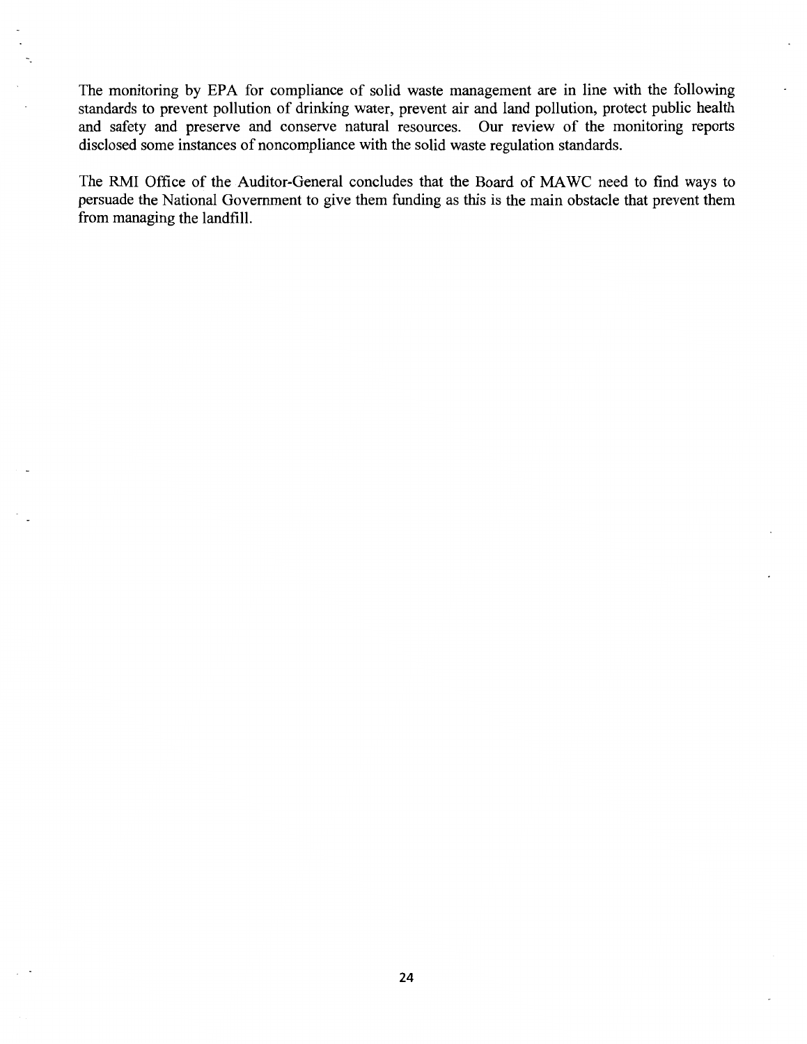The monitoring by EPA for compliance of solid waste management are in line with the following standards to prevent pollution of drinking water, prevent air and land pollution, protect public health and safety and preserve and conserve natural resources. Our review of the monitoring reports disclosed some instances of noncompliance with the solid waste regulation standards.

The RMI Office of the Auditor-General concludes that the Board of MAWC need to find ways to persuade the National Government to give them funding as this is the main obstacle that prevent them from managing the landfill.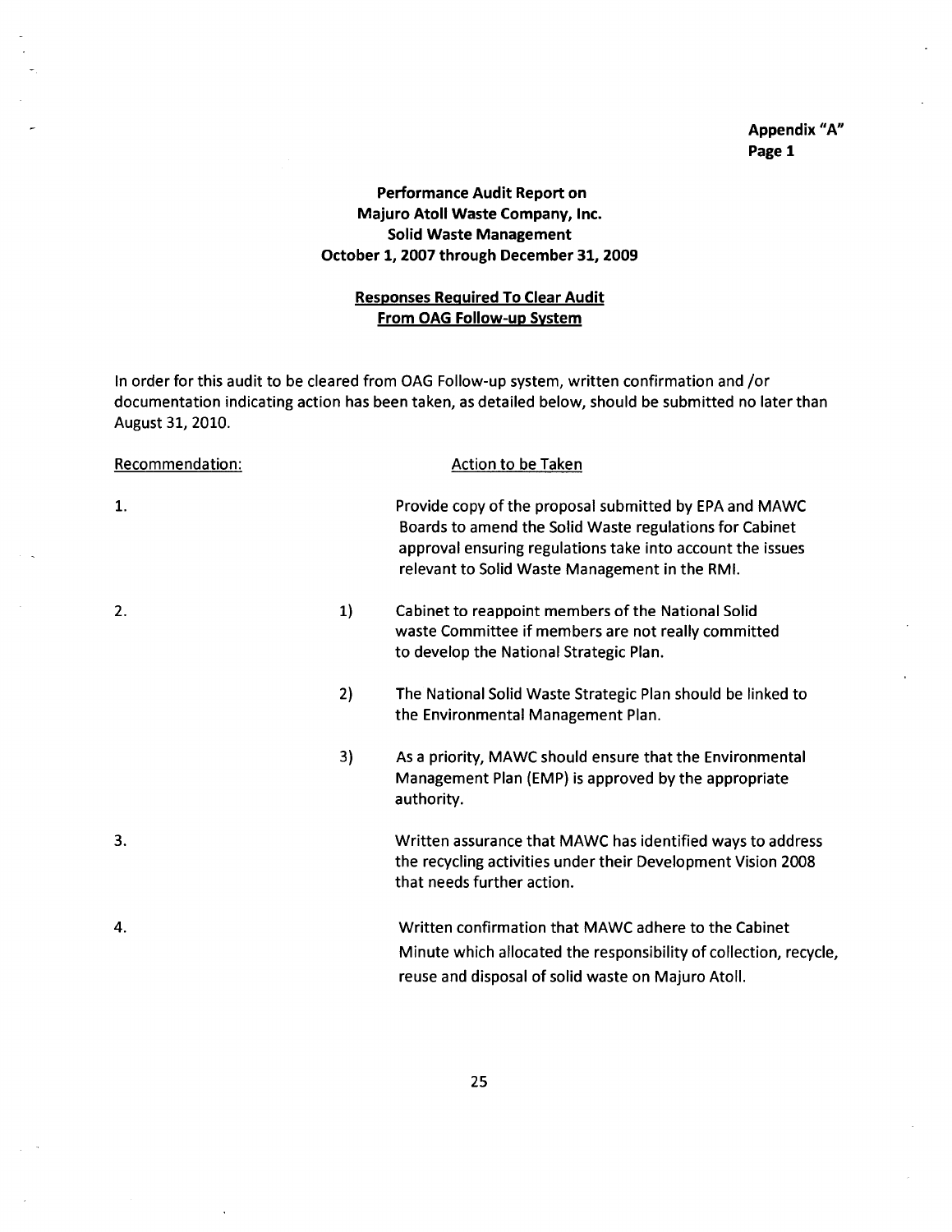**Appendix "A"**
**Page 1**

**Performance Audit Report on**
**Majuro Atoll Waste Company, Inc.**
**Solid Waste Management**
**October 1, 2007 through December 31, 2009**

**Responses Required To Clear Audit**
**From OAG Follow-up System**

In order for this audit to be cleared from OAG Follow-up system, written confirmation and /or documentation indicating action has been taken, as detailed below, should be submitted no later than August 31, 2010.

| Recommendation: | Action to be Taken |
|---|---|
| 1. | Provide copy of the proposal submitted by EPA and MAWC Boards to amend the Solid Waste regulations for Cabinet approval ensuring regulations take into account the issues relevant to Solid Waste Management in the RMI. |
| 2. | 1) Cabinet to reappoint members of the National Solid waste Committee if members are not really committed to develop the National Strategic Plan. |
| | 2) The National Solid Waste Strategic Plan should be linked to the Environmental Management Plan. |
| | 3) As a priority, MAWC should ensure that the Environmental Management Plan (EMP) is approved by the appropriate authority. |
| 3. | Written assurance that MAWC has identified ways to address the recycling activities under their Development Vision 2008 that needs further action. |
| 4. | Written confirmation that MAWC adhere to the Cabinet Minute which allocated the responsibility of collection, recycle, reuse and disposal of solid waste on Majuro Atoll. |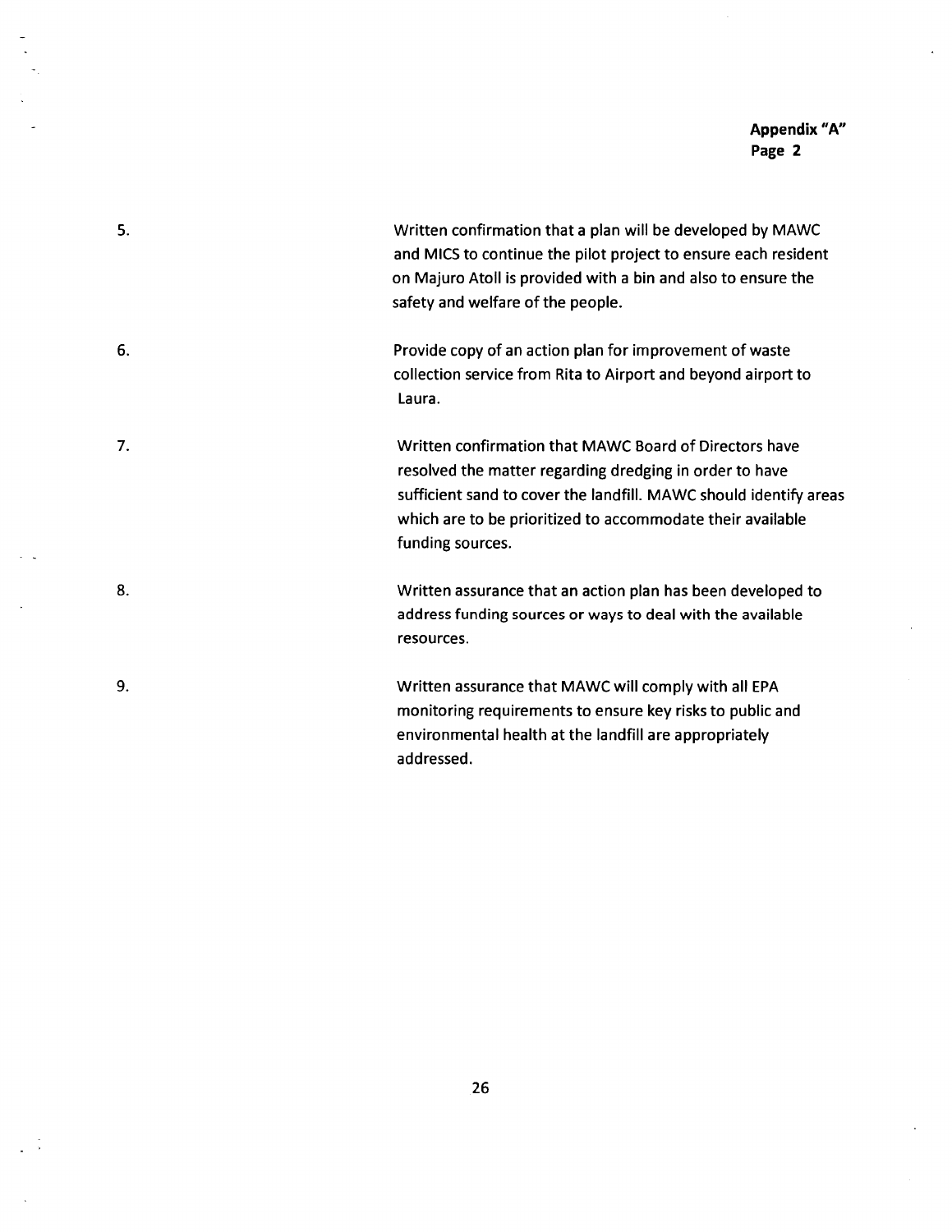**Appendix "A"**
**Page 2**

5. Written confirmation that a plan will be developed by MAWC and MICS to continue the pilot project to ensure each resident on Majuro Atoll is provided with a bin and also to ensure the safety and welfare of the people.

6. Provide copy of an action plan for improvement of waste collection service from Rita to Airport and beyond airport to Laura.

7. Written confirmation that MAWC Board of Directors have resolved the matter regarding dredging in order to have sufficient sand to cover the landfill. MAWC should identify areas which are to be prioritized to accommodate their available funding sources.

8. Written assurance that an action plan has been developed to address funding sources or ways to deal with the available resources.

9. Written assurance that MAWC will comply with all EPA monitoring requirements to ensure key risks to public and environmental health at the landfill are appropriately addressed.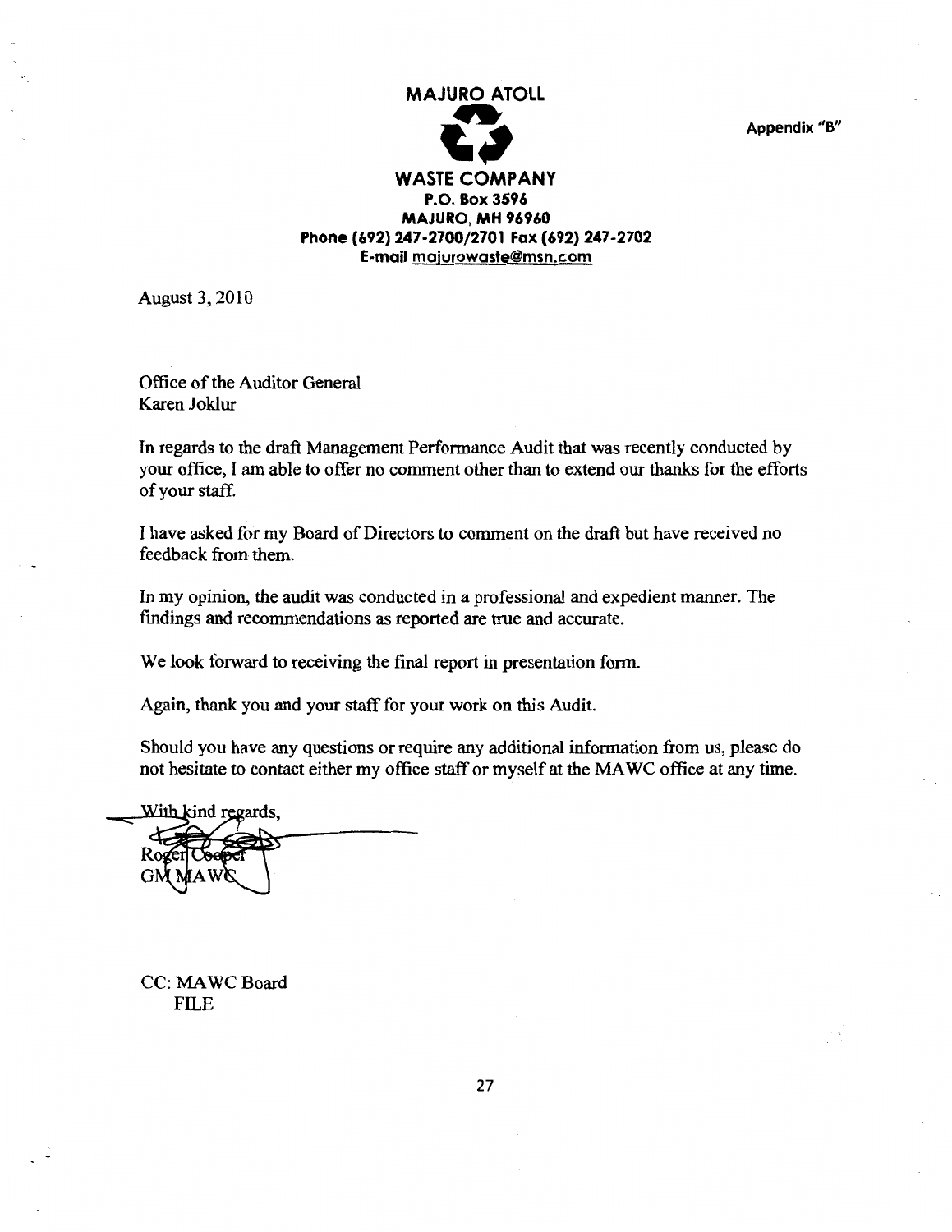Appendix "B"

**MAJURO ATOLL**

**WASTE COMPANY**
**P.O. Box 3596**
**MAJURO, MH 96960**
**Phone (692) 247-2700/2701 Fax (692) 247-2702**
**E-mail majurowaste@msn.com**

August 3, 2010

Office of the Auditor General
Karen Joklur

In regards to the draft Management Performance Audit that was recently conducted by your office, I am able to offer no comment other than to extend our thanks for the efforts of your staff.

I have asked for my Board of Directors to comment on the draft but have received no feedback from them.

In my opinion, the audit was conducted in a professional and expedient manner. The findings and recommendations as reported are true and accurate.

We look forward to receiving the final report in presentation form.

Again, thank you and your staff for your work on this Audit.

Should you have any questions or require any additional information from us, please do not hesitate to contact either my office staff or myself at the MAWC office at any time.

With kind regards,

Roger Cooper
GM MAWC

CC: MAWC Board
FILE